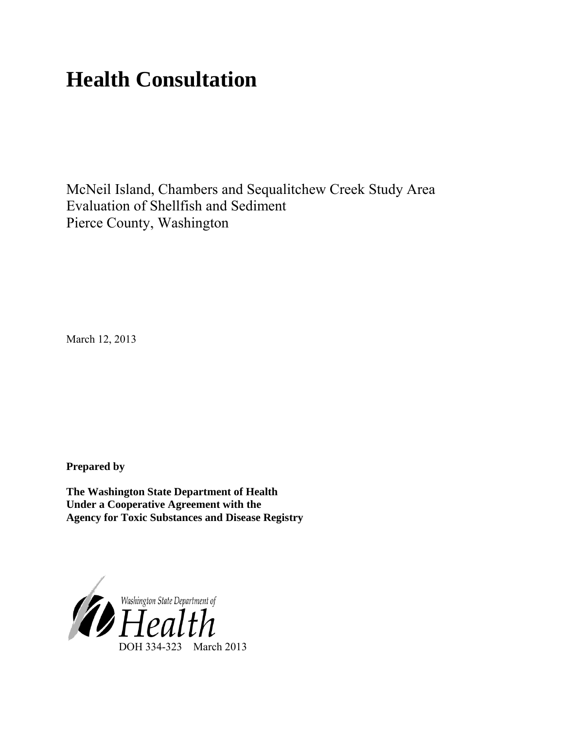# Health Consultation

McNeil Island, Chambers and Sequalitchew Creek Study Area
Evaluation of Shellfish and Sediment
Pierce County, Washington

March 12, 2013

**Prepared by**

**The Washington State Department of Health**
**Under a Cooperative Agreement with the**
**Agency for Toxic Substances and Disease Registry**

Washington State Department of
Health

DOH 334-323 March 2013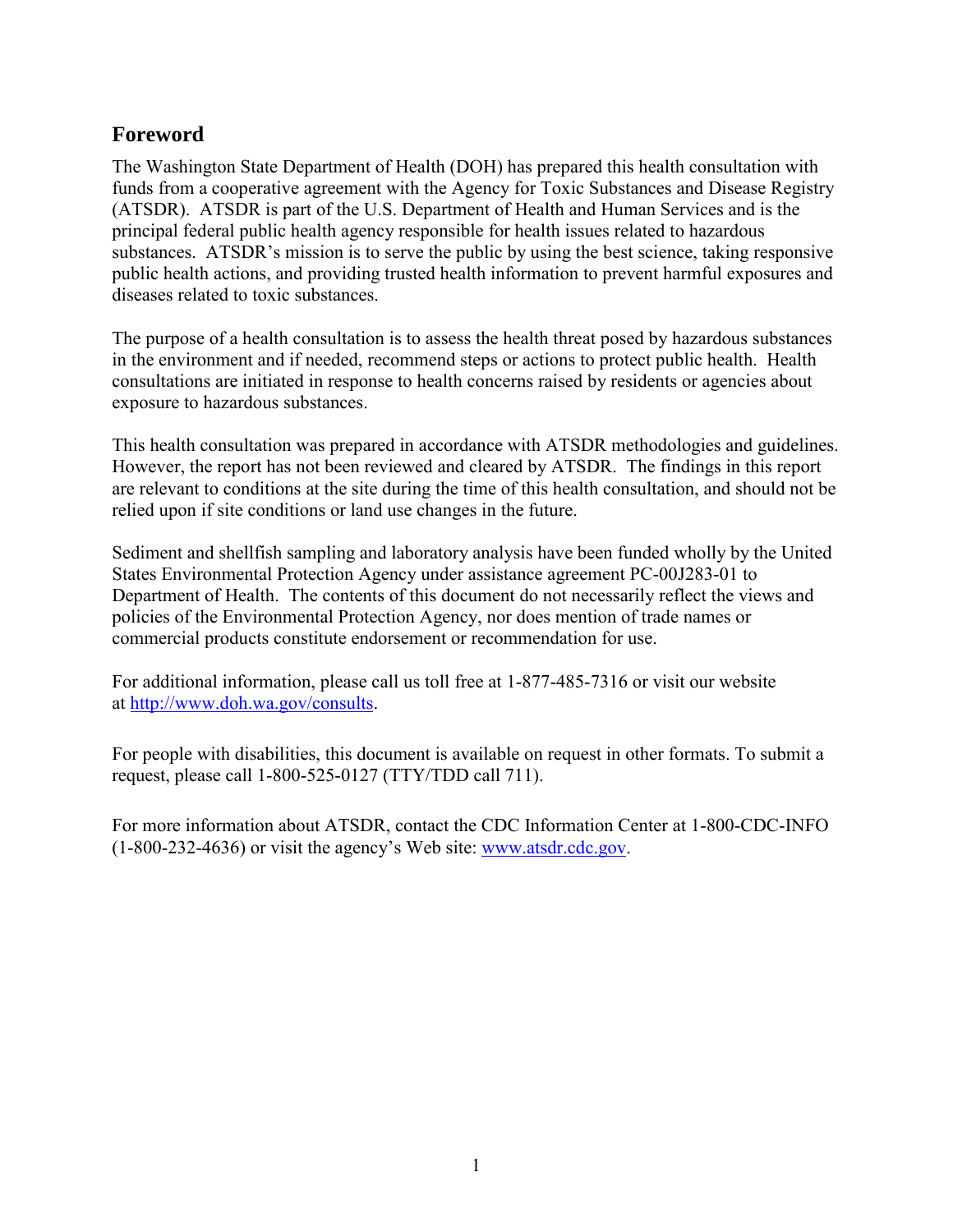## Foreword

The Washington State Department of Health (DOH) has prepared this health consultation with funds from a cooperative agreement with the Agency for Toxic Substances and Disease Registry (ATSDR). ATSDR is part of the U.S. Department of Health and Human Services and is the principal federal public health agency responsible for health issues related to hazardous substances. ATSDR's mission is to serve the public by using the best science, taking responsive public health actions, and providing trusted health information to prevent harmful exposures and diseases related to toxic substances.

The purpose of a health consultation is to assess the health threat posed by hazardous substances in the environment and if needed, recommend steps or actions to protect public health. Health consultations are initiated in response to health concerns raised by residents or agencies about exposure to hazardous substances.

This health consultation was prepared in accordance with ATSDR methodologies and guidelines. However, the report has not been reviewed and cleared by ATSDR. The findings in this report are relevant to conditions at the site during the time of this health consultation, and should not be relied upon if site conditions or land use changes in the future.

Sediment and shellfish sampling and laboratory analysis have been funded wholly by the United States Environmental Protection Agency under assistance agreement PC-00J283-01 to Department of Health. The contents of this document do not necessarily reflect the views and policies of the Environmental Protection Agency, nor does mention of trade names or commercial products constitute endorsement or recommendation for use.

For additional information, please call us toll free at 1-877-485-7316 or visit our website at [http://www.doh.wa.gov/consults](http://www.doh.wa.gov/consults).

For people with disabilities, this document is available on request in other formats. To submit a request, please call 1-800-525-0127 (TTY/TDD call 711).

For more information about ATSDR, contact the CDC Information Center at 1-800-CDC-INFO (1-800-232-4636) or visit the agency's Web site: [www.atsdr.cdc.gov](http://www.atsdr.cdc.gov).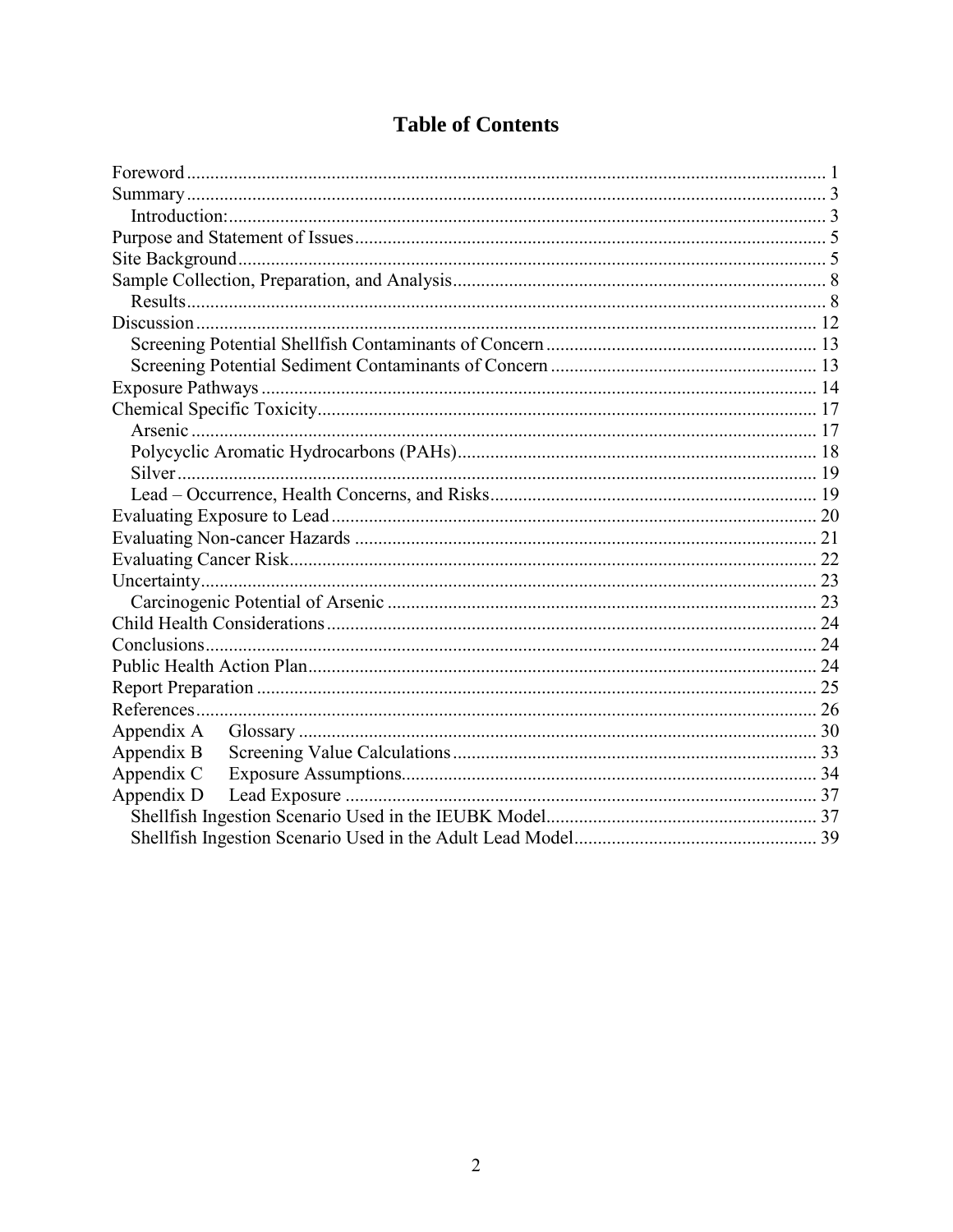# Table of Contents

- Foreword ... 1
- Summary ... 3
  - Introduction: ... 3
- Purpose and Statement of Issues ... 5
- Site Background ... 5
- Sample Collection, Preparation, and Analysis ... 8
  - Results ... 8
- Discussion ... 12
  - Screening Potential Shellfish Contaminants of Concern ... 13
  - Screening Potential Sediment Contaminants of Concern ... 13
- Exposure Pathways ... 14
- Chemical Specific Toxicity ... 17
  - Arsenic ... 17
  - Polycyclic Aromatic Hydrocarbons (PAHs) ... 18
  - Silver ... 19
  - Lead – Occurrence, Health Concerns, and Risks ... 19
- Evaluating Exposure to Lead ... 20
- Evaluating Non-cancer Hazards ... 21
- Evaluating Cancer Risk ... 22
- Uncertainty ... 23
  - Carcinogenic Potential of Arsenic ... 23
- Child Health Considerations ... 24
- Conclusions ... 24
- Public Health Action Plan ... 24
- Report Preparation ... 25
- References ... 26
- Appendix A Glossary ... 30
- Appendix B Screening Value Calculations ... 33
- Appendix C Exposure Assumptions ... 34
- Appendix D Lead Exposure ... 37
  - Shellfish Ingestion Scenario Used in the IEUBK Model ... 37
  - Shellfish Ingestion Scenario Used in the Adult Lead Model ... 39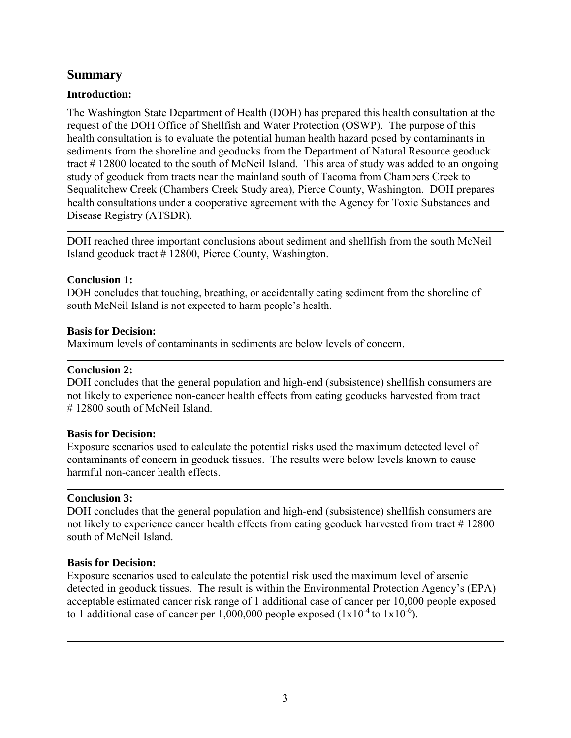## Summary

### Introduction:

The Washington State Department of Health (DOH) has prepared this health consultation at the request of the DOH Office of Shellfish and Water Protection (OSWP). The purpose of this health consultation is to evaluate the potential human health hazard posed by contaminants in sediments from the shoreline and geoducks from the Department of Natural Resource geoduck tract # 12800 located to the south of McNeil Island. This area of study was added to an ongoing study of geoduck from tracts near the mainland south of Tacoma from Chambers Creek to Sequalitchew Creek (Chambers Creek Study area), Pierce County, Washington. DOH prepares health consultations under a cooperative agreement with the Agency for Toxic Substances and Disease Registry (ATSDR).

---

DOH reached three important conclusions about sediment and shellfish from the south McNeil Island geoduck tract # 12800, Pierce County, Washington.

**Conclusion 1:**
DOH concludes that touching, breathing, or accidentally eating sediment from the shoreline of south McNeil Island is not expected to harm people's health.

**Basis for Decision:**
Maximum levels of contaminants in sediments are below levels of concern.

---

**Conclusion 2:**
DOH concludes that the general population and high-end (subsistence) shellfish consumers are not likely to experience non-cancer health effects from eating geoducks harvested from tract # 12800 south of McNeil Island.

**Basis for Decision:**
Exposure scenarios used to calculate the potential risks used the maximum detected level of contaminants of concern in geoduck tissues. The results were below levels known to cause harmful non-cancer health effects.

---

**Conclusion 3:**
DOH concludes that the general population and high-end (subsistence) shellfish consumers are not likely to experience cancer health effects from eating geoduck harvested from tract # 12800 south of McNeil Island.

**Basis for Decision:**
Exposure scenarios used to calculate the potential risk used the maximum level of arsenic detected in geoduck tissues. The result is within the Environmental Protection Agency's (EPA) acceptable estimated cancer risk range of 1 additional case of cancer per 10,000 people exposed to 1 additional case of cancer per 1,000,000 people exposed ($1x10^{-4}$ to $1x10^{-6}$).

---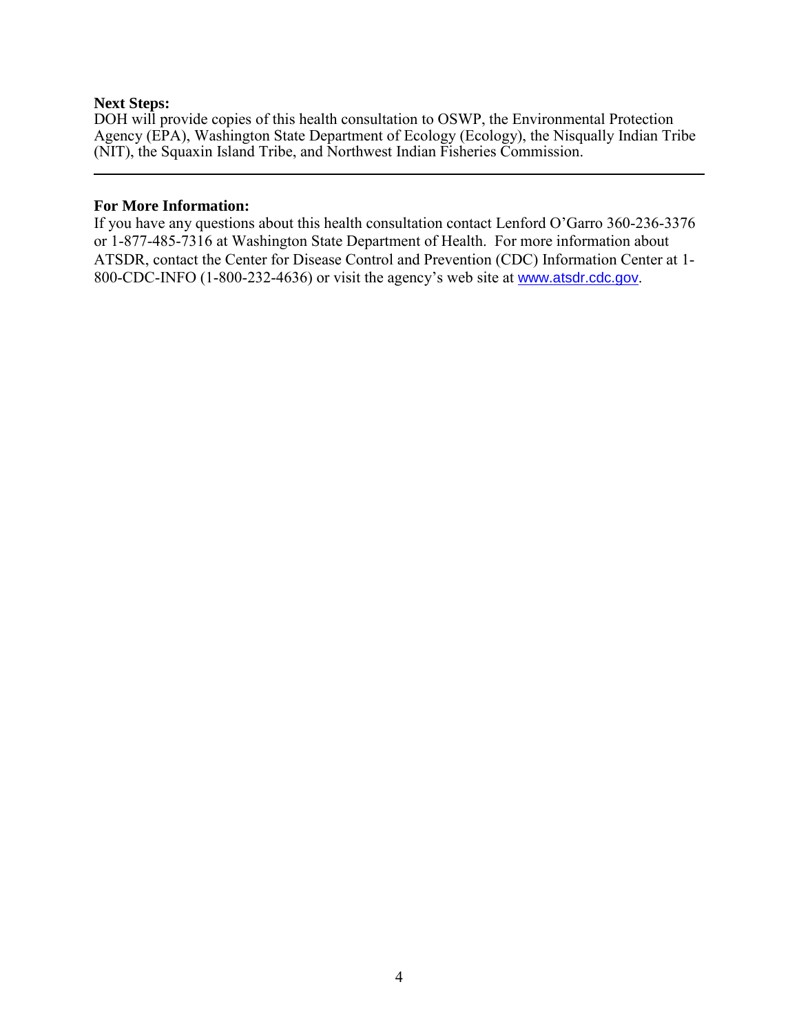**Next Steps:**
DOH will provide copies of this health consultation to OSWP, the Environmental Protection Agency (EPA), Washington State Department of Ecology (Ecology), the Nisqually Indian Tribe (NIT), the Squaxin Island Tribe, and Northwest Indian Fisheries Commission.

---

**For More Information:**
If you have any questions about this health consultation contact Lenford O'Garro 360-236-3376 or 1-877-485-7316 at Washington State Department of Health. For more information about ATSDR, contact the Center for Disease Control and Prevention (CDC) Information Center at 1-800-CDC-INFO (1-800-232-4636) or visit the agency's web site at www.atsdr.cdc.gov.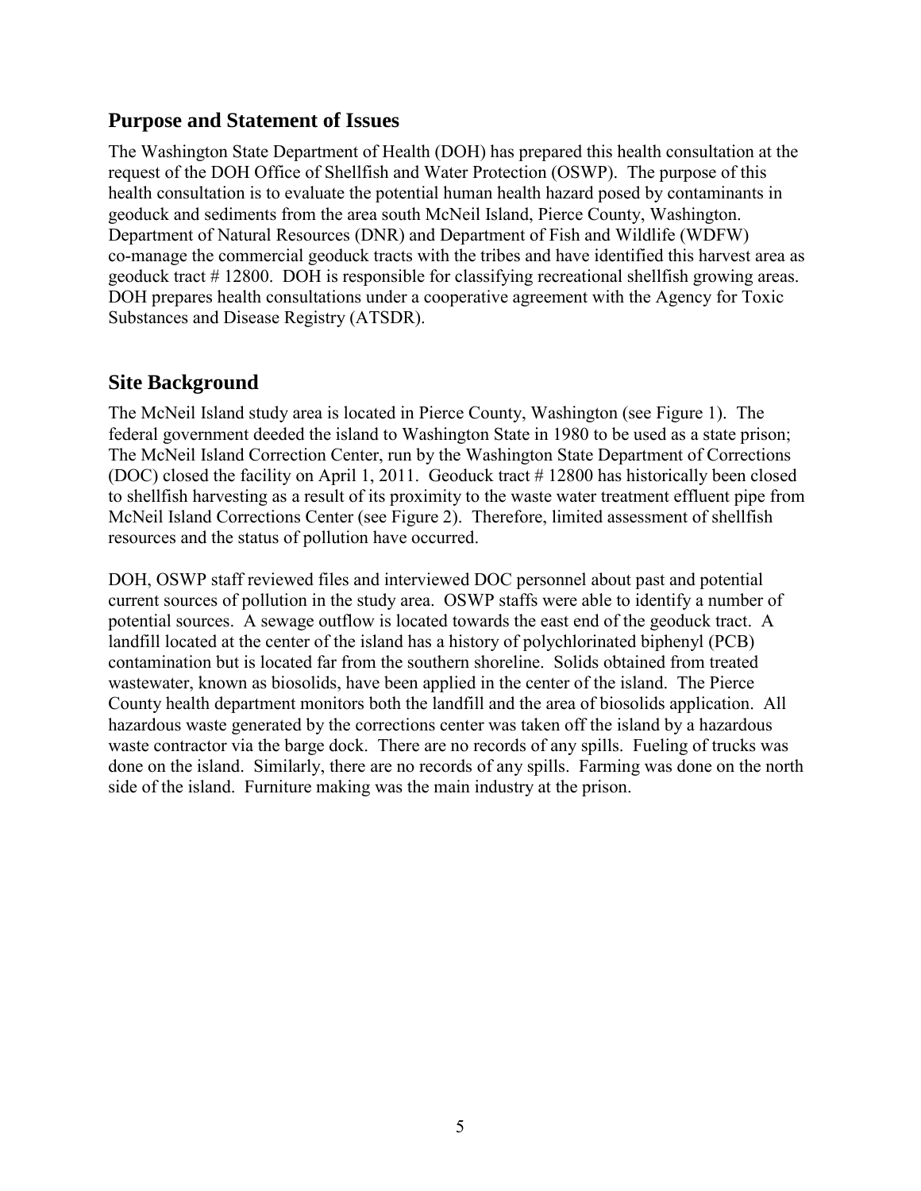## Purpose and Statement of Issues

The Washington State Department of Health (DOH) has prepared this health consultation at the request of the DOH Office of Shellfish and Water Protection (OSWP). The purpose of this health consultation is to evaluate the potential human health hazard posed by contaminants in geoduck and sediments from the area south McNeil Island, Pierce County, Washington. Department of Natural Resources (DNR) and Department of Fish and Wildlife (WDFW) co-manage the commercial geoduck tracts with the tribes and have identified this harvest area as geoduck tract # 12800. DOH is responsible for classifying recreational shellfish growing areas. DOH prepares health consultations under a cooperative agreement with the Agency for Toxic Substances and Disease Registry (ATSDR).

## Site Background

The McNeil Island study area is located in Pierce County, Washington (see Figure 1). The federal government deeded the island to Washington State in 1980 to be used as a state prison; The McNeil Island Correction Center, run by the Washington State Department of Corrections (DOC) closed the facility on April 1, 2011. Geoduck tract # 12800 has historically been closed to shellfish harvesting as a result of its proximity to the waste water treatment effluent pipe from McNeil Island Corrections Center (see Figure 2). Therefore, limited assessment of shellfish resources and the status of pollution have occurred.

DOH, OSWP staff reviewed files and interviewed DOC personnel about past and potential current sources of pollution in the study area. OSWP staffs were able to identify a number of potential sources. A sewage outflow is located towards the east end of the geoduck tract. A landfill located at the center of the island has a history of polychlorinated biphenyl (PCB) contamination but is located far from the southern shoreline. Solids obtained from treated wastewater, known as biosolids, have been applied in the center of the island. The Pierce County health department monitors both the landfill and the area of biosolids application. All hazardous waste generated by the corrections center was taken off the island by a hazardous waste contractor via the barge dock. There are no records of any spills. Fueling of trucks was done on the island. Similarly, there are no records of any spills. Farming was done on the north side of the island. Furniture making was the main industry at the prison.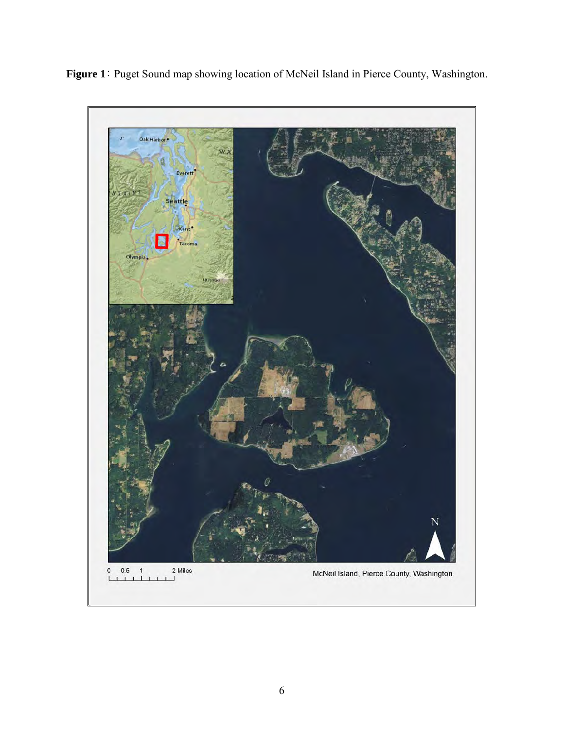**Figure 1**: Puget Sound map showing location of McNeil Island in Pierce County, Washington.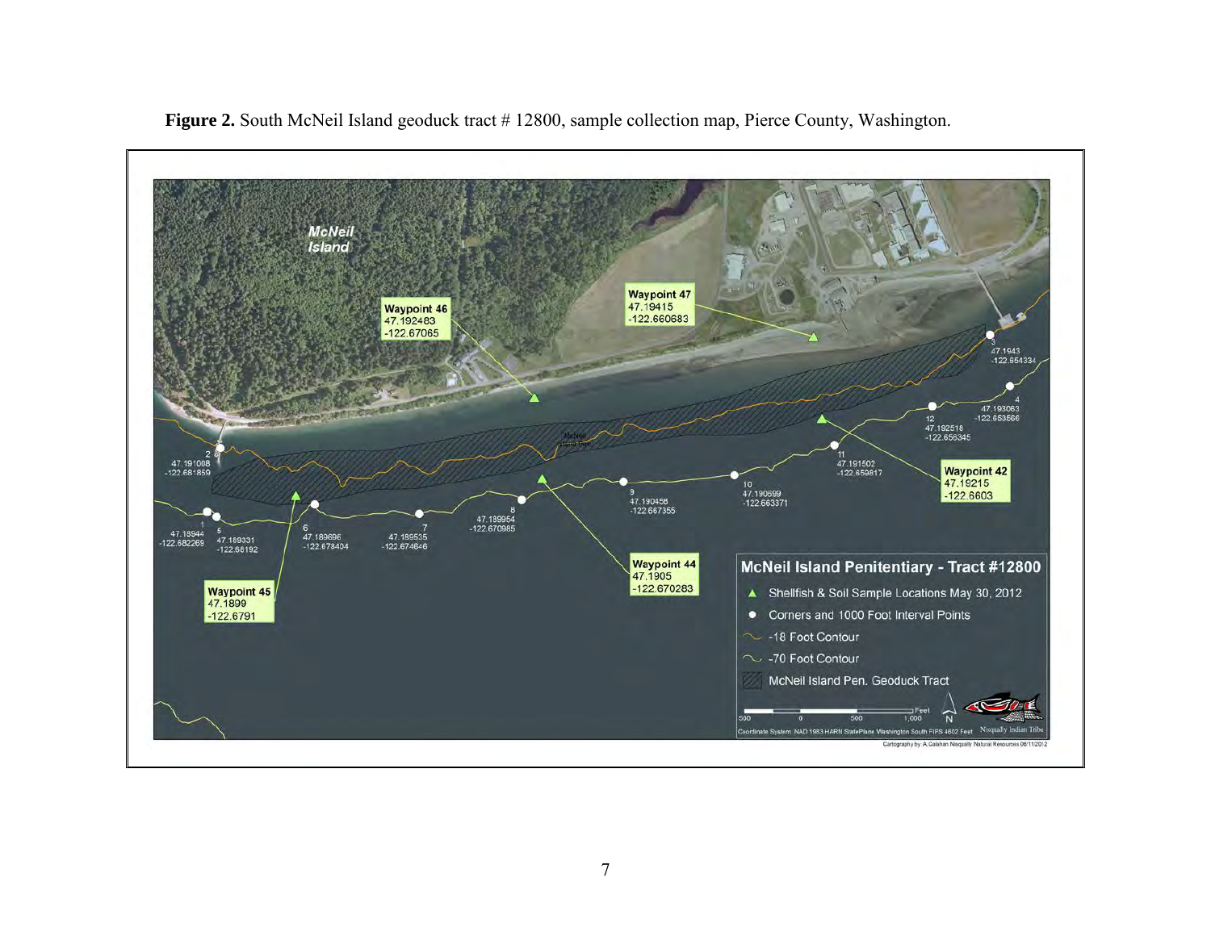**Figure 2.** South McNeil Island geoduck tract # 12800, sample collection map, Pierce County, Washington.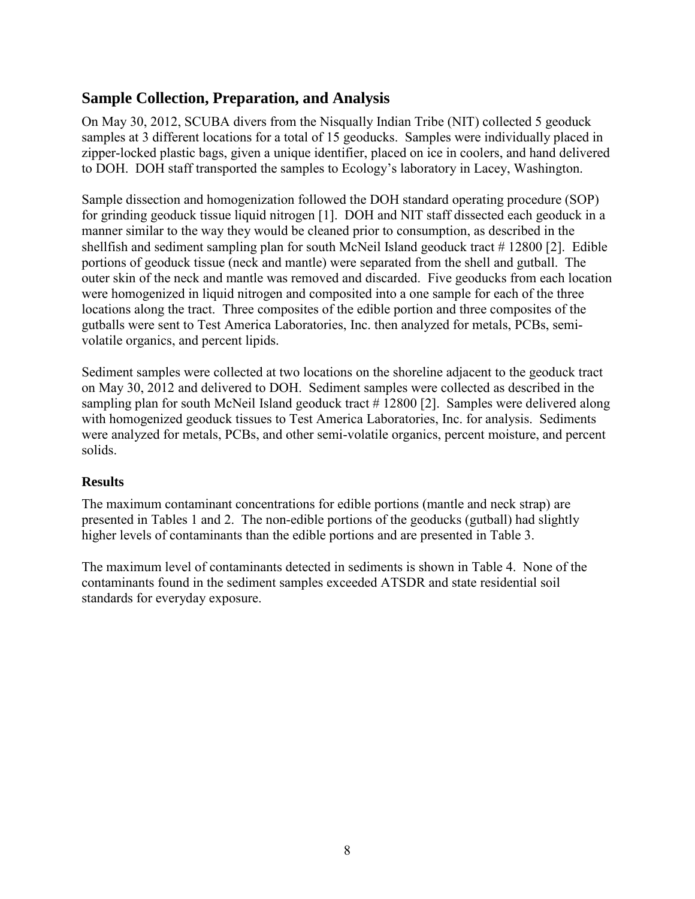## Sample Collection, Preparation, and Analysis

On May 30, 2012, SCUBA divers from the Nisqually Indian Tribe (NIT) collected 5 geoduck samples at 3 different locations for a total of 15 geoducks. Samples were individually placed in zipper-locked plastic bags, given a unique identifier, placed on ice in coolers, and hand delivered to DOH. DOH staff transported the samples to Ecology's laboratory in Lacey, Washington.

Sample dissection and homogenization followed the DOH standard operating procedure (SOP) for grinding geoduck tissue liquid nitrogen [1]. DOH and NIT staff dissected each geoduck in a manner similar to the way they would be cleaned prior to consumption, as described in the shellfish and sediment sampling plan for south McNeil Island geoduck tract # 12800 [2]. Edible portions of geoduck tissue (neck and mantle) were separated from the shell and gutball. The outer skin of the neck and mantle was removed and discarded. Five geoducks from each location were homogenized in liquid nitrogen and composited into a one sample for each of the three locations along the tract. Three composites of the edible portion and three composites of the gutballs were sent to Test America Laboratories, Inc. then analyzed for metals, PCBs, semi-volatile organics, and percent lipids.

Sediment samples were collected at two locations on the shoreline adjacent to the geoduck tract on May 30, 2012 and delivered to DOH. Sediment samples were collected as described in the sampling plan for south McNeil Island geoduck tract # 12800 [2]. Samples were delivered along with homogenized geoduck tissues to Test America Laboratories, Inc. for analysis. Sediments were analyzed for metals, PCBs, and other semi-volatile organics, percent moisture, and percent solids.

### Results

The maximum contaminant concentrations for edible portions (mantle and neck strap) are presented in Tables 1 and 2. The non-edible portions of the geoducks (gutball) had slightly higher levels of contaminants than the edible portions and are presented in Table 3.

The maximum level of contaminants detected in sediments is shown in Table 4. None of the contaminants found in the sediment samples exceeded ATSDR and state residential soil standards for everyday exposure.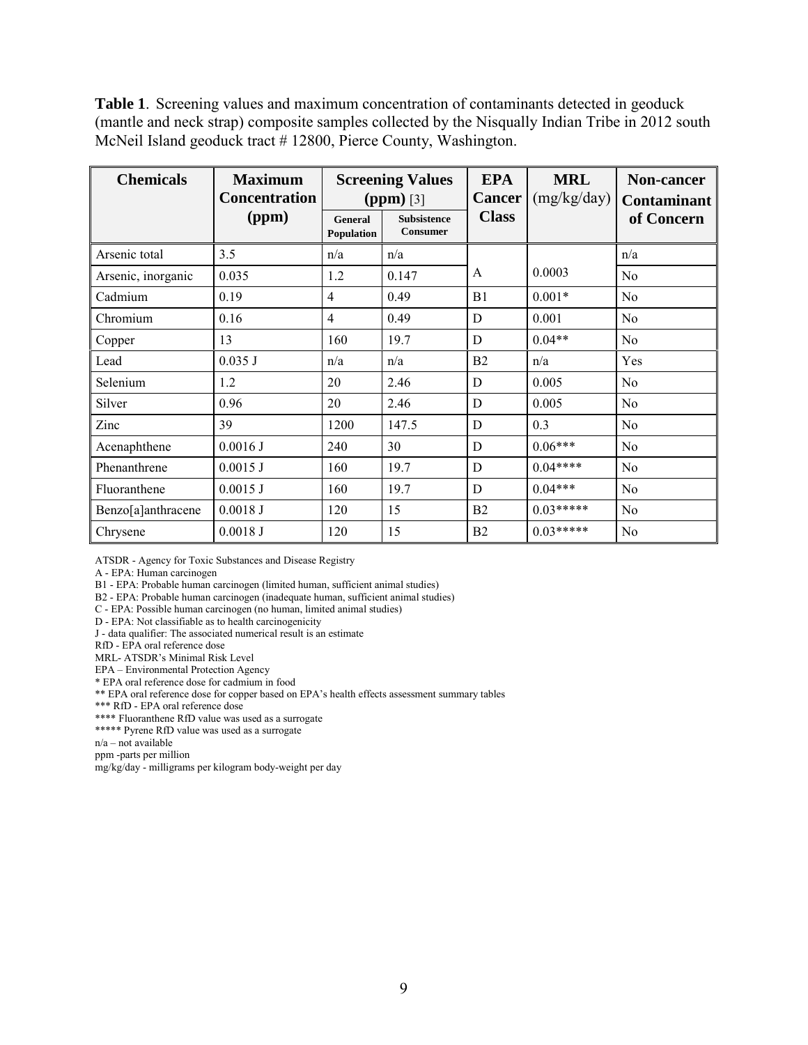**Table 1**. Screening values and maximum concentration of contaminants detected in geoduck (mantle and neck strap) composite samples collected by the Nisqually Indian Tribe in 2012 south McNeil Island geoduck tract # 12800, Pierce County, Washington.

| Chemicals | Maximum Concentration (ppm) | Screening Values (ppm) [3] | | EPA Cancer Class | MRL (mg/kg/day) | Non-cancer Contaminant of Concern |
|---|---|---|---|---|---|---|
| | | General Population | Subsistence Consumer | | | |
| Arsenic total | 3.5 | n/a | n/a | | | n/a |
| Arsenic, inorganic | 0.035 | 1.2 | 0.147 | A | 0.0003 | No |
| Cadmium | 0.19 | 4 | 0.49 | B1 | 0.001* | No |
| Chromium | 0.16 | 4 | 0.49 | D | 0.001 | No |
| Copper | 13 | 160 | 19.7 | D | 0.04** | No |
| Lead | 0.035 J | n/a | n/a | B2 | n/a | Yes |
| Selenium | 1.2 | 20 | 2.46 | D | 0.005 | No |
| Silver | 0.96 | 20 | 2.46 | D | 0.005 | No |
| Zinc | 39 | 1200 | 147.5 | D | 0.3 | No |
| Acenaphthene | 0.0016 J | 240 | 30 | D | 0.06*** | No |
| Phenanthrene | 0.0015 J | 160 | 19.7 | D | 0.04**** | No |
| Fluoranthene | 0.0015 J | 160 | 19.7 | D | 0.04*** | No |
| Benzo[a]anthracene | 0.0018 J | 120 | 15 | B2 | 0.03***** | No |
| Chrysene | 0.0018 J | 120 | 15 | B2 | 0.03***** | No |

ATSDR - Agency for Toxic Substances and Disease Registry
A - EPA: Human carcinogen
B1 - EPA: Probable human carcinogen (limited human, sufficient animal studies)
B2 - EPA: Probable human carcinogen (inadequate human, sufficient animal studies)
C - EPA: Possible human carcinogen (no human, limited animal studies)
D - EPA: Not classifiable as to health carcinogenicity
J - data qualifier: The associated numerical result is an estimate
RfD - EPA oral reference dose
MRL- ATSDR's Minimal Risk Level
EPA – Environmental Protection Agency
* EPA oral reference dose for cadmium in food
** EPA oral reference dose for copper based on EPA's health effects assessment summary tables
*** RfD - EPA oral reference dose
**** Fluoranthene RfD value was used as a surrogate
***** Pyrene RfD value was used as a surrogate
n/a – not available
ppm -parts per million
mg/kg/day - milligrams per kilogram body-weight per day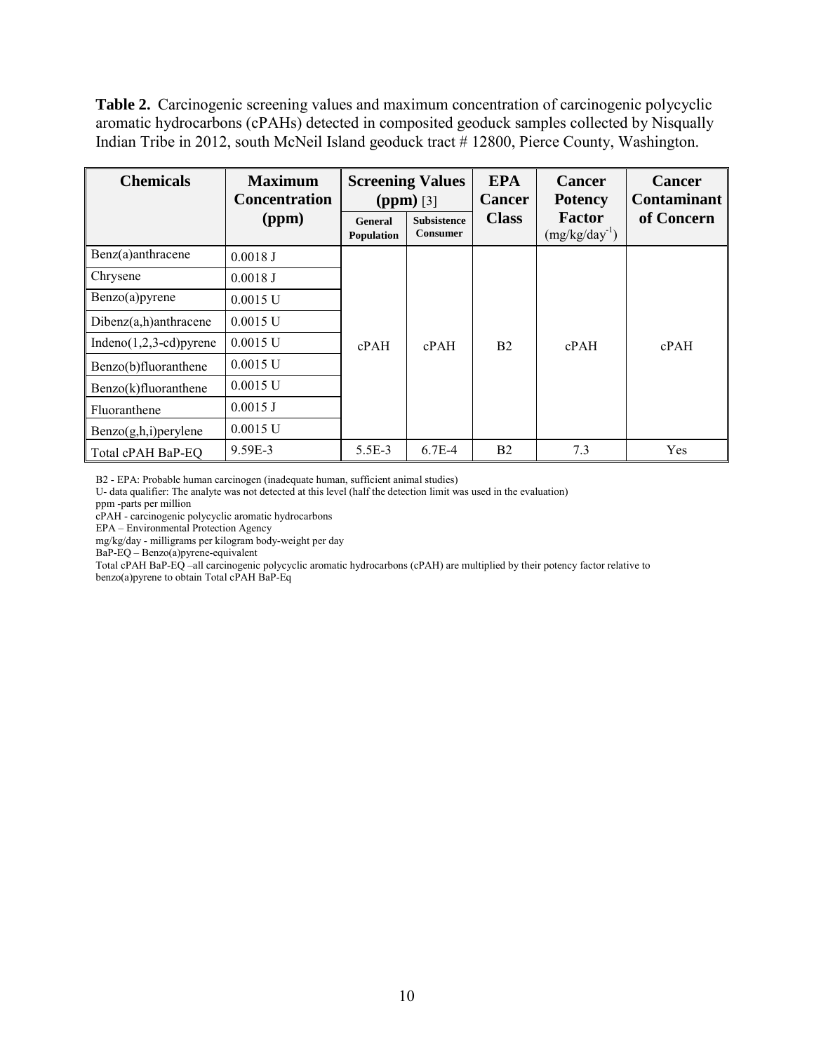**Table 2.** Carcinogenic screening values and maximum concentration of carcinogenic polycyclic aromatic hydrocarbons (cPAHs) detected in composited geoduck samples collected by Nisqually Indian Tribe in 2012, south McNeil Island geoduck tract # 12800, Pierce County, Washington.

| Chemicals | Maximum Concentration (ppm) | Screening Values (ppm) [3] | | EPA Cancer Class | Cancer Potency Factor (mg/kg/day$^{-1}$) | Cancer Contaminant of Concern |
|---|---|---|---|---|---|---|
| | | General Population | Subsistence Consumer | | | |
| Benz(a)anthracene | 0.0018 J | cPAH | cPAH | B2 | cPAH | cPAH |
| Chrysene | 0.0018 J | | | | | |
| Benzo(a)pyrene | 0.0015 U | | | | | |
| Dibenz(a,h)anthracene | 0.0015 U | | | | | |
| Indeno(1,2,3-cd)pyrene | 0.0015 U | | | | | |
| Benzo(b)fluoranthene | 0.0015 U | | | | | |
| Benzo(k)fluoranthene | 0.0015 U | | | | | |
| Fluoranthene | 0.0015 J | | | | | |
| Benzo(g,h,i)perylene | 0.0015 U | | | | | |
| Total cPAH BaP-EQ | 9.59E-3 | 5.5E-3 | 6.7E-4 | B2 | 7.3 | Yes |

B2 - EPA: Probable human carcinogen (inadequate human, sufficient animal studies)
U- data qualifier: The analyte was not detected at this level (half the detection limit was used in the evaluation)
ppm -parts per million
cPAH - carcinogenic polycyclic aromatic hydrocarbons
EPA – Environmental Protection Agency
mg/kg/day - milligrams per kilogram body-weight per day
BaP-EQ – Benzo(a)pyrene-equivalent
Total cPAH BaP-EQ –all carcinogenic polycyclic aromatic hydrocarbons (cPAH) are multiplied by their potency factor relative to benzo(a)pyrene to obtain Total cPAH BaP-Eq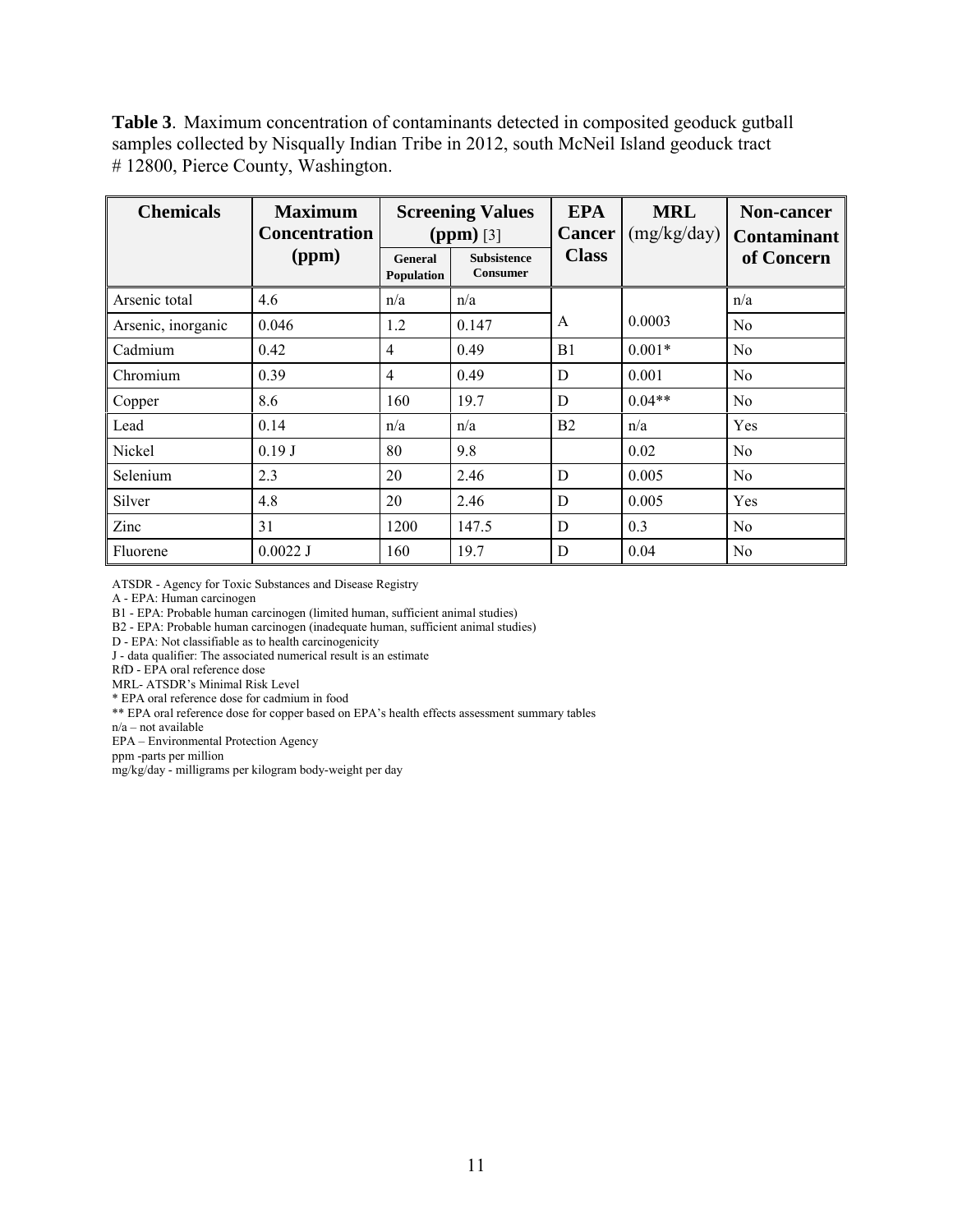**Table 3**. Maximum concentration of contaminants detected in composited geoduck gutball samples collected by Nisqually Indian Tribe in 2012, south McNeil Island geoduck tract # 12800, Pierce County, Washington.

| Chemicals | Maximum Concentration (ppm) | Screening Values (ppm) [3] | | EPA Cancer Class | MRL (mg/kg/day) | Non-cancer Contaminant of Concern |
|---|---|---|---|---|---|---|
| | | General Population | Subsistence Consumer | | | |
| Arsenic total | 4.6 | n/a | n/a | | | n/a |
| Arsenic, inorganic | 0.046 | 1.2 | 0.147 | A | 0.0003 | No |
| Cadmium | 0.42 | 4 | 0.49 | B1 | 0.001* | No |
| Chromium | 0.39 | 4 | 0.49 | D | 0.001 | No |
| Copper | 8.6 | 160 | 19.7 | D | 0.04** | No |
| Lead | 0.14 | n/a | n/a | B2 | n/a | Yes |
| Nickel | 0.19 J | 80 | 9.8 | | 0.02 | No |
| Selenium | 2.3 | 20 | 2.46 | D | 0.005 | No |
| Silver | 4.8 | 20 | 2.46 | D | 0.005 | Yes |
| Zinc | 31 | 1200 | 147.5 | D | 0.3 | No |
| Fluorene | 0.0022 J | 160 | 19.7 | D | 0.04 | No |

ATSDR - Agency for Toxic Substances and Disease Registry
A - EPA: Human carcinogen
B1 - EPA: Probable human carcinogen (limited human, sufficient animal studies)
B2 - EPA: Probable human carcinogen (inadequate human, sufficient animal studies)
D - EPA: Not classifiable as to health carcinogenicity
J - data qualifier: The associated numerical result is an estimate
RfD - EPA oral reference dose
MRL- ATSDR's Minimal Risk Level
\* EPA oral reference dose for cadmium in food
\*\* EPA oral reference dose for copper based on EPA's health effects assessment summary tables
n/a – not available
EPA – Environmental Protection Agency
ppm -parts per million
mg/kg/day - milligrams per kilogram body-weight per day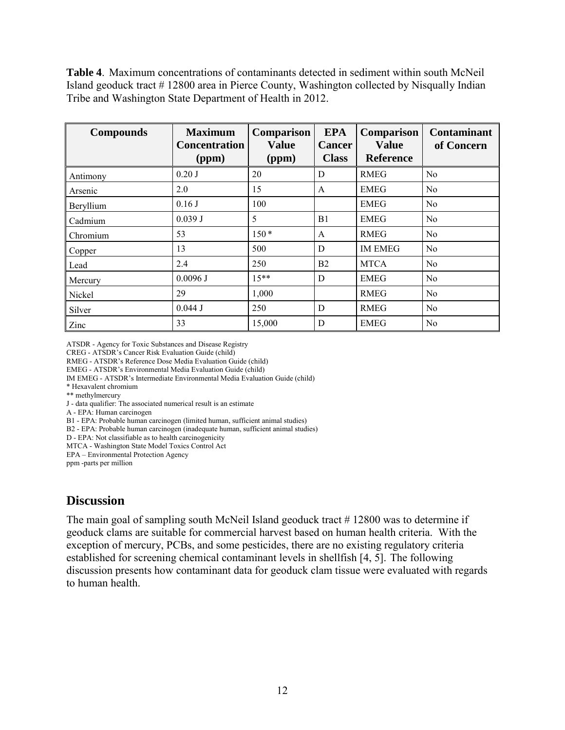**Table 4**. Maximum concentrations of contaminants detected in sediment within south McNeil Island geoduck tract # 12800 area in Pierce County, Washington collected by Nisqually Indian Tribe and Washington State Department of Health in 2012.

| Compounds | Maximum Concentration (ppm) | Comparison Value (ppm) | EPA Cancer Class | Comparison Value Reference | Contaminant of Concern |
|---|---|---|---|---|---|
| Antimony | 0.20 J | 20 | D | RMEG | No |
| Arsenic | 2.0 | 15 | A | EMEG | No |
| Beryllium | 0.16 J | 100 | | EMEG | No |
| Cadmium | 0.039 J | 5 | B1 | EMEG | No |
| Chromium | 53 | 150 * | A | RMEG | No |
| Copper | 13 | 500 | D | IM EMEG | No |
| Lead | 2.4 | 250 | B2 | MTCA | No |
| Mercury | 0.0096 J | 15** | D | EMEG | No |
| Nickel | 29 | 1,000 | | RMEG | No |
| Silver | 0.044 J | 250 | D | RMEG | No |
| Zinc | 33 | 15,000 | D | EMEG | No |

ATSDR - Agency for Toxic Substances and Disease Registry
CREG - ATSDR's Cancer Risk Evaluation Guide (child)
RMEG - ATSDR's Reference Dose Media Evaluation Guide (child)
EMEG - ATSDR's Environmental Media Evaluation Guide (child)
IM EMEG - ATSDR's Intermediate Environmental Media Evaluation Guide (child)
* Hexavalent chromium
** methylmercury
J - data qualifier: The associated numerical result is an estimate
A - EPA: Human carcinogen
B1 - EPA: Probable human carcinogen (limited human, sufficient animal studies)
B2 - EPA: Probable human carcinogen (inadequate human, sufficient animal studies)
D - EPA: Not classifiable as to health carcinogenicity
MTCA - Washington State Model Toxics Control Act
EPA – Environmental Protection Agency
ppm -parts per million

## Discussion

The main goal of sampling south McNeil Island geoduck tract # 12800 was to determine if geoduck clams are suitable for commercial harvest based on human health criteria. With the exception of mercury, PCBs, and some pesticides, there are no existing regulatory criteria established for screening chemical contaminant levels in shellfish [4, 5]. The following discussion presents how contaminant data for geoduck clam tissue were evaluated with regards to human health.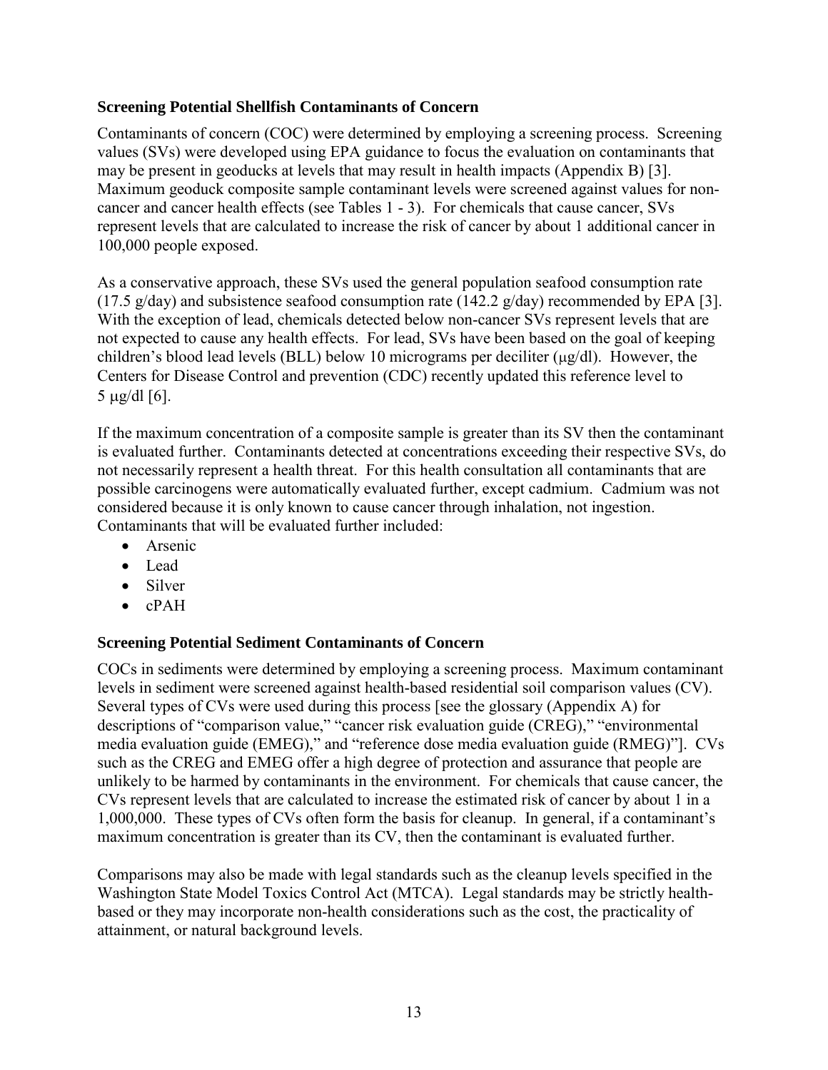### Screening Potential Shellfish Contaminants of Concern

Contaminants of concern (COC) were determined by employing a screening process. Screening values (SVs) were developed using EPA guidance to focus the evaluation on contaminants that may be present in geoducks at levels that may result in health impacts (Appendix B) [3]. Maximum geoduck composite sample contaminant levels were screened against values for non-cancer and cancer health effects (see Tables 1 - 3). For chemicals that cause cancer, SVs represent levels that are calculated to increase the risk of cancer by about 1 additional cancer in 100,000 people exposed.

As a conservative approach, these SVs used the general population seafood consumption rate (17.5 g/day) and subsistence seafood consumption rate (142.2 g/day) recommended by EPA [3]. With the exception of lead, chemicals detected below non-cancer SVs represent levels that are not expected to cause any health effects. For lead, SVs have been based on the goal of keeping children's blood lead levels (BLL) below 10 micrograms per deciliter (μg/dl). However, the Centers for Disease Control and prevention (CDC) recently updated this reference level to 5 μg/dl [6].

If the maximum concentration of a composite sample is greater than its SV then the contaminant is evaluated further. Contaminants detected at concentrations exceeding their respective SVs, do not necessarily represent a health threat. For this health consultation all contaminants that are possible carcinogens were automatically evaluated further, except cadmium. Cadmium was not considered because it is only known to cause cancer through inhalation, not ingestion. Contaminants that will be evaluated further included:

- Arsenic
- Lead
- Silver
- cPAH

### Screening Potential Sediment Contaminants of Concern

COCs in sediments were determined by employing a screening process. Maximum contaminant levels in sediment were screened against health-based residential soil comparison values (CV). Several types of CVs were used during this process [see the glossary (Appendix A) for descriptions of "comparison value," "cancer risk evaluation guide (CREG)," "environmental media evaluation guide (EMEG)," and "reference dose media evaluation guide (RMEG)"]. CVs such as the CREG and EMEG offer a high degree of protection and assurance that people are unlikely to be harmed by contaminants in the environment. For chemicals that cause cancer, the CVs represent levels that are calculated to increase the estimated risk of cancer by about 1 in a 1,000,000. These types of CVs often form the basis for cleanup. In general, if a contaminant's maximum concentration is greater than its CV, then the contaminant is evaluated further.

Comparisons may also be made with legal standards such as the cleanup levels specified in the Washington State Model Toxics Control Act (MTCA). Legal standards may be strictly health-based or they may incorporate non-health considerations such as the cost, the practicality of attainment, or natural background levels.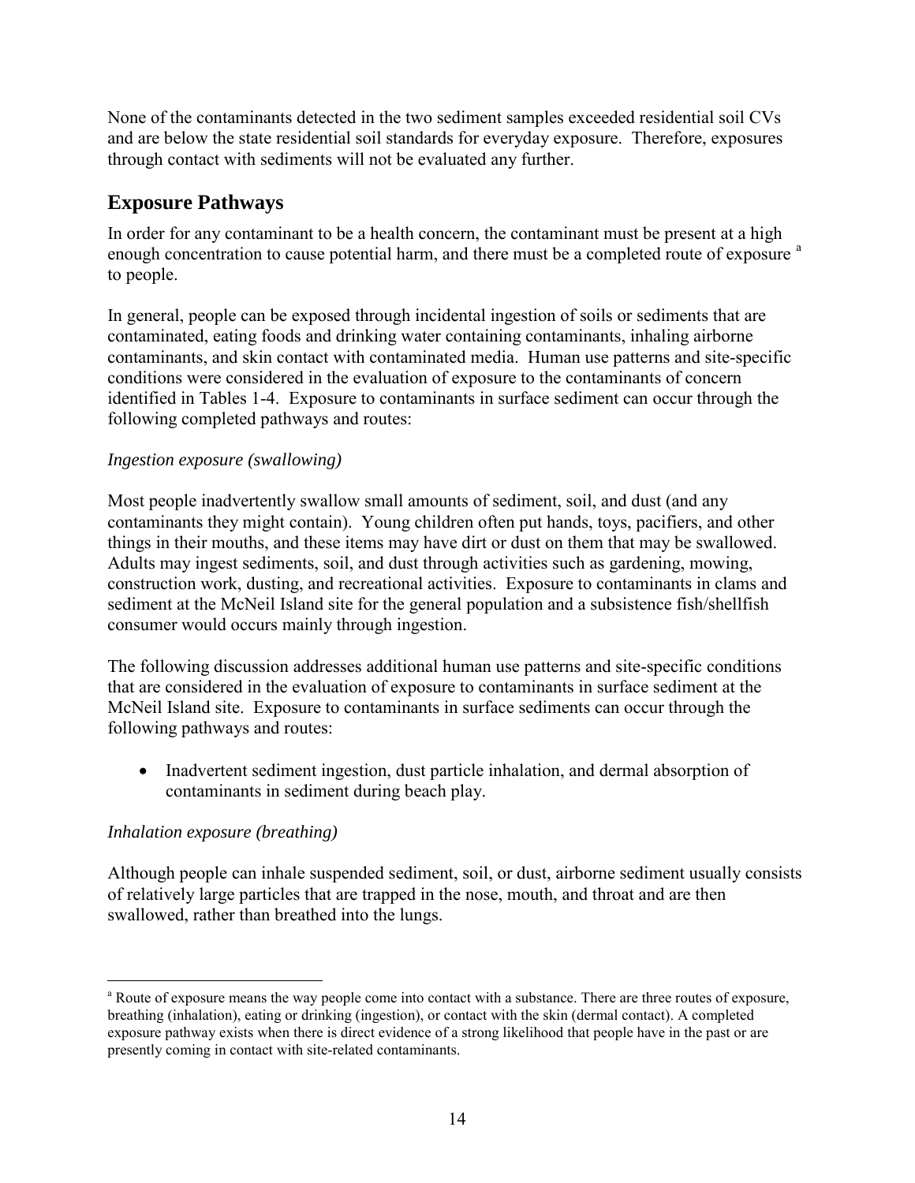None of the contaminants detected in the two sediment samples exceeded residential soil CVs and are below the state residential soil standards for everyday exposure. Therefore, exposures through contact with sediments will not be evaluated any further.

## Exposure Pathways

In order for any contaminant to be a health concern, the contaminant must be present at a high enough concentration to cause potential harm, and there must be a completed route of exposure [a] to people.

In general, people can be exposed through incidental ingestion of soils or sediments that are contaminated, eating foods and drinking water containing contaminants, inhaling airborne contaminants, and skin contact with contaminated media. Human use patterns and site-specific conditions were considered in the evaluation of exposure to the contaminants of concern identified in Tables 1-4. Exposure to contaminants in surface sediment can occur through the following completed pathways and routes:

*Ingestion exposure (swallowing)*

Most people inadvertently swallow small amounts of sediment, soil, and dust (and any contaminants they might contain). Young children often put hands, toys, pacifiers, and other things in their mouths, and these items may have dirt or dust on them that may be swallowed. Adults may ingest sediments, soil, and dust through activities such as gardening, mowing, construction work, dusting, and recreational activities. Exposure to contaminants in clams and sediment at the McNeil Island site for the general population and a subsistence fish/shellfish consumer would occurs mainly through ingestion.

The following discussion addresses additional human use patterns and site-specific conditions that are considered in the evaluation of exposure to contaminants in surface sediment at the McNeil Island site. Exposure to contaminants in surface sediments can occur through the following pathways and routes:

- Inadvertent sediment ingestion, dust particle inhalation, and dermal absorption of contaminants in sediment during beach play.

*Inhalation exposure (breathing)*

Although people can inhale suspended sediment, soil, or dust, airborne sediment usually consists of relatively large particles that are trapped in the nose, mouth, and throat and are then swallowed, rather than breathed into the lungs.

---

[a] Route of exposure means the way people come into contact with a substance. There are three routes of exposure, breathing (inhalation), eating or drinking (ingestion), or contact with the skin (dermal contact). A completed exposure pathway exists when there is direct evidence of a strong likelihood that people have in the past or are presently coming in contact with site-related contaminants.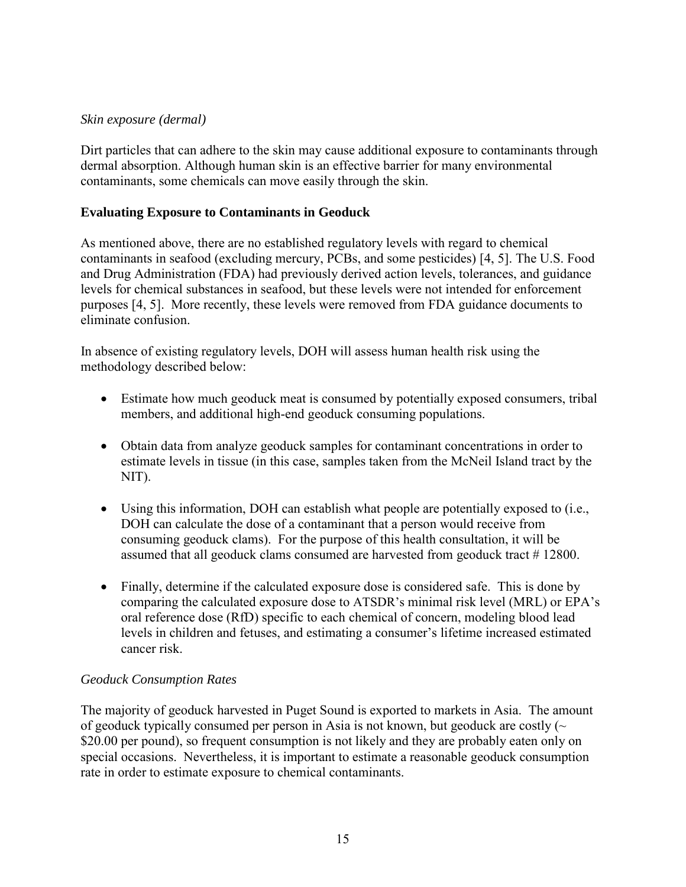*Skin exposure (dermal)*

Dirt particles that can adhere to the skin may cause additional exposure to contaminants through dermal absorption. Although human skin is an effective barrier for many environmental contaminants, some chemicals can move easily through the skin.

### Evaluating Exposure to Contaminants in Geoduck

As mentioned above, there are no established regulatory levels with regard to chemical contaminants in seafood (excluding mercury, PCBs, and some pesticides) [4, 5]. The U.S. Food and Drug Administration (FDA) had previously derived action levels, tolerances, and guidance levels for chemical substances in seafood, but these levels were not intended for enforcement purposes [4, 5]. More recently, these levels were removed from FDA guidance documents to eliminate confusion.

In absence of existing regulatory levels, DOH will assess human health risk using the methodology described below:

- Estimate how much geoduck meat is consumed by potentially exposed consumers, tribal members, and additional high-end geoduck consuming populations.
- Obtain data from analyze geoduck samples for contaminant concentrations in order to estimate levels in tissue (in this case, samples taken from the McNeil Island tract by the NIT).
- Using this information, DOH can establish what people are potentially exposed to (i.e., DOH can calculate the dose of a contaminant that a person would receive from consuming geoduck clams). For the purpose of this health consultation, it will be assumed that all geoduck clams consumed are harvested from geoduck tract # 12800.
- Finally, determine if the calculated exposure dose is considered safe. This is done by comparing the calculated exposure dose to ATSDR's minimal risk level (MRL) or EPA's oral reference dose (RfD) specific to each chemical of concern, modeling blood lead levels in children and fetuses, and estimating a consumer's lifetime increased estimated cancer risk.

*Geoduck Consumption Rates*

The majority of geoduck harvested in Puget Sound is exported to markets in Asia. The amount of geoduck typically consumed per person in Asia is not known, but geoduck are costly (~ $20.00 per pound), so frequent consumption is not likely and they are probably eaten only on special occasions. Nevertheless, it is important to estimate a reasonable geoduck consumption rate in order to estimate exposure to chemical contaminants.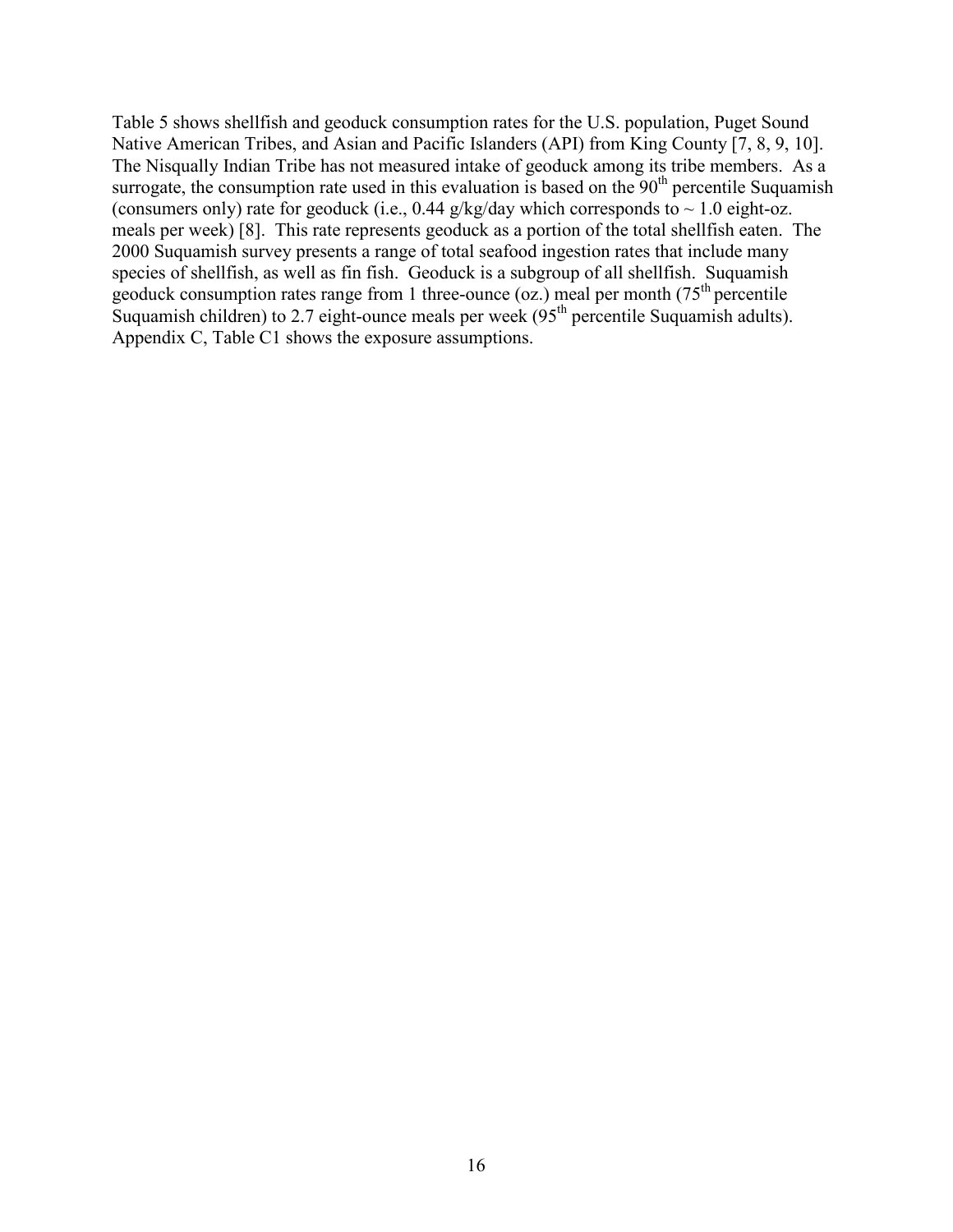Table 5 shows shellfish and geoduck consumption rates for the U.S. population, Puget Sound Native American Tribes, and Asian and Pacific Islanders (API) from King County [7, 8, 9, 10]. The Nisqually Indian Tribe has not measured intake of geoduck among its tribe members. As a surrogate, the consumption rate used in this evaluation is based on the 90th percentile Suquamish (consumers only) rate for geoduck (i.e., 0.44 g/kg/day which corresponds to ~ 1.0 eight-oz. meals per week) [8]. This rate represents geoduck as a portion of the total shellfish eaten. The 2000 Suquamish survey presents a range of total seafood ingestion rates that include many species of shellfish, as well as fin fish. Geoduck is a subgroup of all shellfish. Suquamish geoduck consumption rates range from 1 three-ounce (oz.) meal per month (75th percentile Suquamish children) to 2.7 eight-ounce meals per week (95th percentile Suquamish adults). Appendix C, Table C1 shows the exposure assumptions.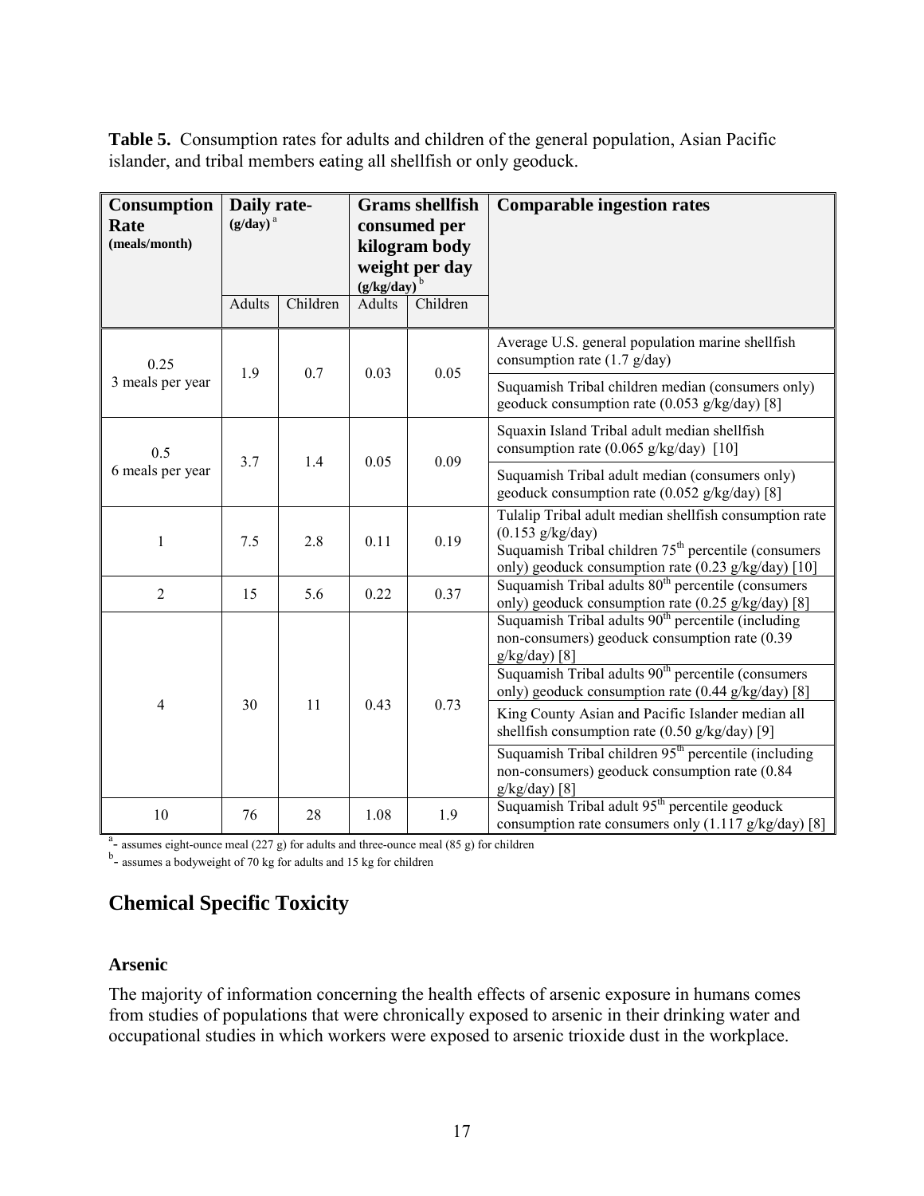**Table 5.** Consumption rates for adults and children of the general population, Asian Pacific islander, and tribal members eating all shellfish or only geoduck.

| Consumption Rate (meals/month) | Daily rate- (g/day) [a] | | Grams shellfish consumed per kilogram body weight per day (g/kg/day) [b] | | Comparable ingestion rates |
|---|---|---|---|---|---|
| | Adults | Children | Adults | Children | |
| 0.25<br>3 meals per year | 1.9 | 0.7 | 0.03 | 0.05 | Average U.S. general population marine shellfish consumption rate (1.7 g/day)<br>Suquamish Tribal children median (consumers only) geoduck consumption rate (0.053 g/kg/day) [8] |
| 0.5<br>6 meals per year | 3.7 | 1.4 | 0.05 | 0.09 | Squaxin Island Tribal adult median shellfish consumption rate (0.065 g/kg/day) [10]<br>Suquamish Tribal adult median (consumers only) geoduck consumption rate (0.052 g/kg/day) [8] |
| 1 | 7.5 | 2.8 | 0.11 | 0.19 | Tulalip Tribal adult median shellfish consumption rate (0.153 g/kg/day)<br>Suquamish Tribal children 75th percentile (consumers only) geoduck consumption rate (0.23 g/kg/day) [10] |
| 2 | 15 | 5.6 | 0.22 | 0.37 | Suquamish Tribal adults 80th percentile (consumers only) geoduck consumption rate (0.25 g/kg/day) [8] |
| 4 | 30 | 11 | 0.43 | 0.73 | Suquamish Tribal adults 90th percentile (including non-consumers) geoduck consumption rate (0.39 g/kg/day) [8]<br>Suquamish Tribal adults 90th percentile (consumers only) geoduck consumption rate (0.44 g/kg/day) [8]<br>King County Asian and Pacific Islander median all shellfish consumption rate (0.50 g/kg/day) [9]<br>Suquamish Tribal children 95th percentile (including non-consumers) geoduck consumption rate (0.84 g/kg/day) [8] |
| 10 | 76 | 28 | 1.08 | 1.9 | Suquamish Tribal adult 95th percentile geoduck consumption rate consumers only (1.117 g/kg/day) [8] |

[a] - assumes eight-ounce meal (227 g) for adults and three-ounce meal (85 g) for children

[b] - assumes a bodyweight of 70 kg for adults and 15 kg for children

## Chemical Specific Toxicity

### Arsenic

The majority of information concerning the health effects of arsenic exposure in humans comes from studies of populations that were chronically exposed to arsenic in their drinking water and occupational studies in which workers were exposed to arsenic trioxide dust in the workplace.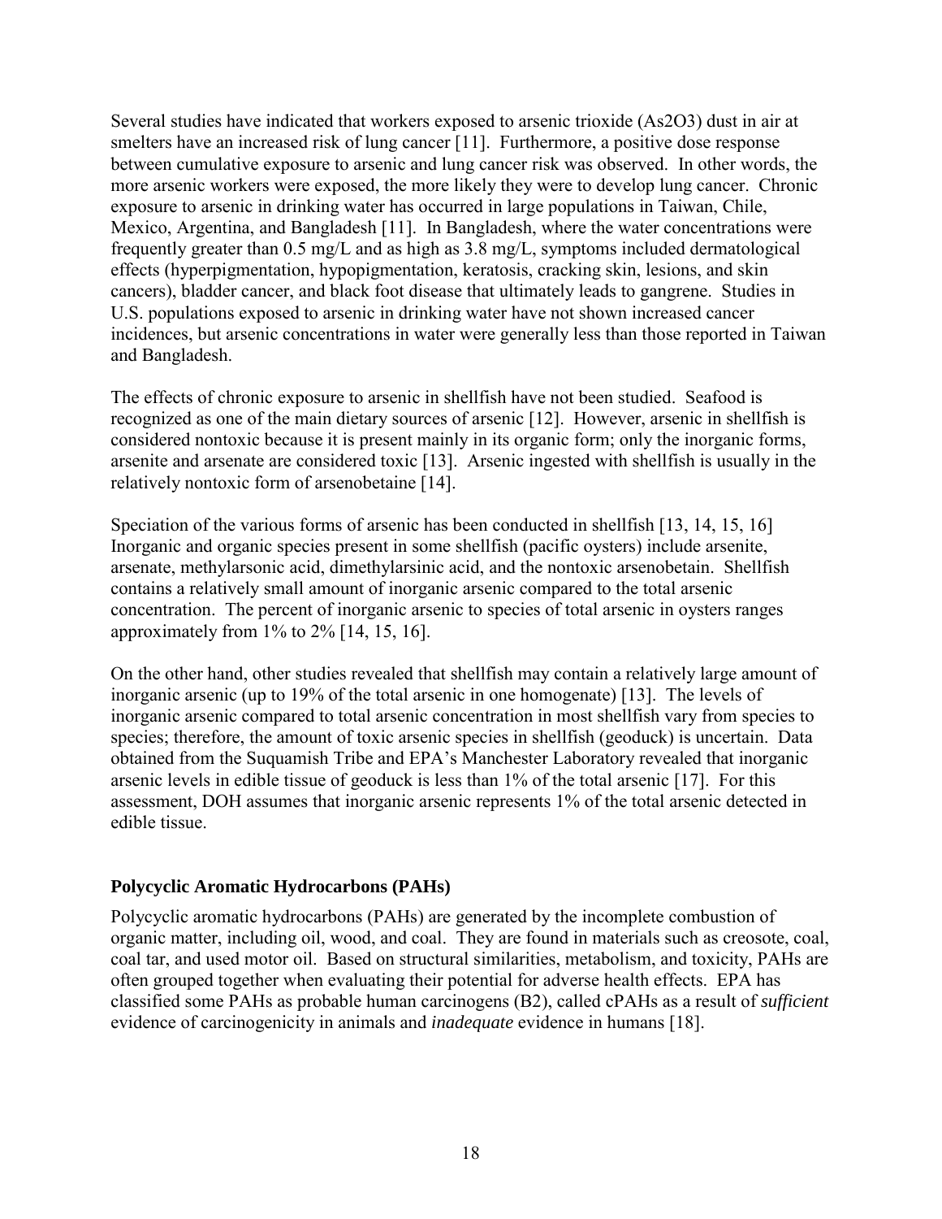Several studies have indicated that workers exposed to arsenic trioxide ($As_2O_3$) dust in air at smelters have an increased risk of lung cancer [11]. Furthermore, a positive dose response between cumulative exposure to arsenic and lung cancer risk was observed. In other words, the more arsenic workers were exposed, the more likely they were to develop lung cancer. Chronic exposure to arsenic in drinking water has occurred in large populations in Taiwan, Chile, Mexico, Argentina, and Bangladesh [11]. In Bangladesh, where the water concentrations were frequently greater than 0.5 mg/L and as high as 3.8 mg/L, symptoms included dermatological effects (hyperpigmentation, hypopigmentation, keratosis, cracking skin, lesions, and skin cancers), bladder cancer, and black foot disease that ultimately leads to gangrene. Studies in U.S. populations exposed to arsenic in drinking water have not shown increased cancer incidences, but arsenic concentrations in water were generally less than those reported in Taiwan and Bangladesh.

The effects of chronic exposure to arsenic in shellfish have not been studied. Seafood is recognized as one of the main dietary sources of arsenic [12]. However, arsenic in shellfish is considered nontoxic because it is present mainly in its organic form; only the inorganic forms, arsenite and arsenate are considered toxic [13]. Arsenic ingested with shellfish is usually in the relatively nontoxic form of arsenobetaine [14].

Speciation of the various forms of arsenic has been conducted in shellfish [13, 14, 15, 16] Inorganic and organic species present in some shellfish (pacific oysters) include arsenite, arsenate, methylarsonic acid, dimethylarsinic acid, and the nontoxic arsenobetain. Shellfish contains a relatively small amount of inorganic arsenic compared to the total arsenic concentration. The percent of inorganic arsenic to species of total arsenic in oysters ranges approximately from 1% to 2% [14, 15, 16].

On the other hand, other studies revealed that shellfish may contain a relatively large amount of inorganic arsenic (up to 19% of the total arsenic in one homogenate) [13]. The levels of inorganic arsenic compared to total arsenic concentration in most shellfish vary from species to species; therefore, the amount of toxic arsenic species in shellfish (geoduck) is uncertain. Data obtained from the Suquamish Tribe and EPA's Manchester Laboratory revealed that inorganic arsenic levels in edible tissue of geoduck is less than 1% of the total arsenic [17]. For this assessment, DOH assumes that inorganic arsenic represents 1% of the total arsenic detected in edible tissue.

### Polycyclic Aromatic Hydrocarbons (PAHs)

Polycyclic aromatic hydrocarbons (PAHs) are generated by the incomplete combustion of organic matter, including oil, wood, and coal. They are found in materials such as creosote, coal, coal tar, and used motor oil. Based on structural similarities, metabolism, and toxicity, PAHs are often grouped together when evaluating their potential for adverse health effects. EPA has classified some PAHs as probable human carcinogens (B2), called cPAHs as a result of *sufficient* evidence of carcinogenicity in animals and *inadequate* evidence in humans [18].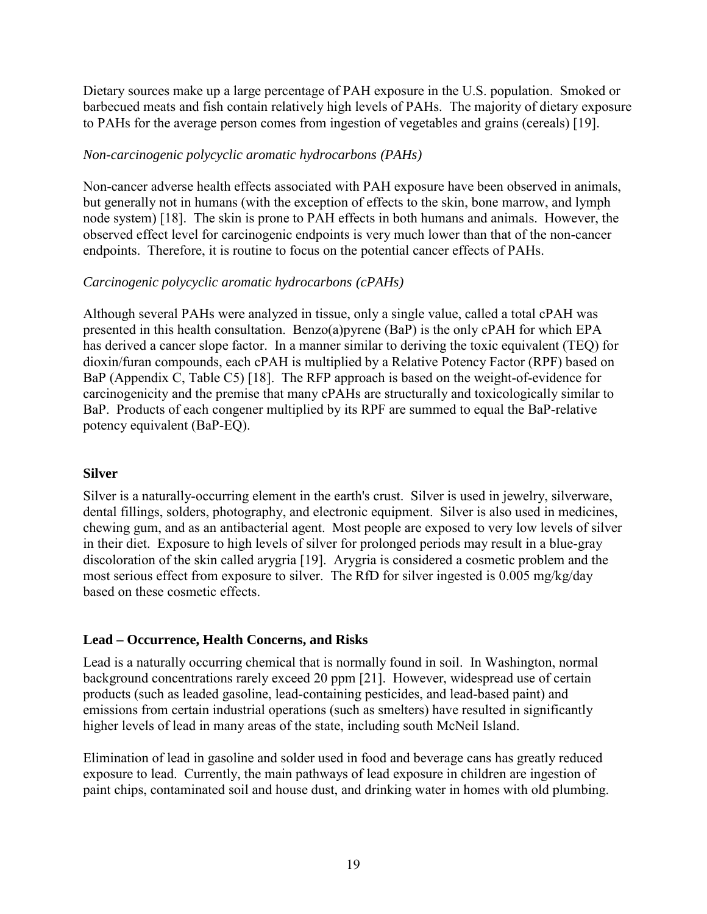Dietary sources make up a large percentage of PAH exposure in the U.S. population. Smoked or barbecued meats and fish contain relatively high levels of PAHs. The majority of dietary exposure to PAHs for the average person comes from ingestion of vegetables and grains (cereals) [19].

*Non-carcinogenic polycyclic aromatic hydrocarbons (PAHs)*

Non-cancer adverse health effects associated with PAH exposure have been observed in animals, but generally not in humans (with the exception of effects to the skin, bone marrow, and lymph node system) [18]. The skin is prone to PAH effects in both humans and animals. However, the observed effect level for carcinogenic endpoints is very much lower than that of the non-cancer endpoints. Therefore, it is routine to focus on the potential cancer effects of PAHs.

*Carcinogenic polycyclic aromatic hydrocarbons (cPAHs)*

Although several PAHs were analyzed in tissue, only a single value, called a total cPAH was presented in this health consultation. Benzo(a)pyrene (BaP) is the only cPAH for which EPA has derived a cancer slope factor. In a manner similar to deriving the toxic equivalent (TEQ) for dioxin/furan compounds, each cPAH is multiplied by a Relative Potency Factor (RPF) based on BaP (Appendix C, Table C5) [18]. The RFP approach is based on the weight-of-evidence for carcinogenicity and the premise that many cPAHs are structurally and toxicologically similar to BaP. Products of each congener multiplied by its RPF are summed to equal the BaP-relative potency equivalent (BaP-EQ).

**Silver**

Silver is a naturally-occurring element in the earth's crust. Silver is used in jewelry, silverware, dental fillings, solders, photography, and electronic equipment. Silver is also used in medicines, chewing gum, and as an antibacterial agent. Most people are exposed to very low levels of silver in their diet. Exposure to high levels of silver for prolonged periods may result in a blue-gray discoloration of the skin called arygria [19]. Arygria is considered a cosmetic problem and the most serious effect from exposure to silver. The RfD for silver ingested is 0.005 mg/kg/day based on these cosmetic effects.

**Lead – Occurrence, Health Concerns, and Risks**

Lead is a naturally occurring chemical that is normally found in soil. In Washington, normal background concentrations rarely exceed 20 ppm [21]. However, widespread use of certain products (such as leaded gasoline, lead-containing pesticides, and lead-based paint) and emissions from certain industrial operations (such as smelters) have resulted in significantly higher levels of lead in many areas of the state, including south McNeil Island.

Elimination of lead in gasoline and solder used in food and beverage cans has greatly reduced exposure to lead. Currently, the main pathways of lead exposure in children are ingestion of paint chips, contaminated soil and house dust, and drinking water in homes with old plumbing.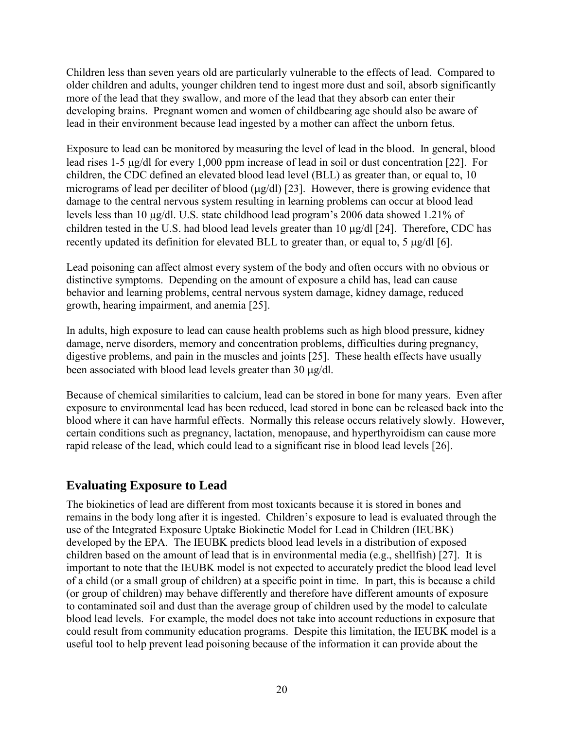Children less than seven years old are particularly vulnerable to the effects of lead. Compared to older children and adults, younger children tend to ingest more dust and soil, absorb significantly more of the lead that they swallow, and more of the lead that they absorb can enter their developing brains. Pregnant women and women of childbearing age should also be aware of lead in their environment because lead ingested by a mother can affect the unborn fetus.

Exposure to lead can be monitored by measuring the level of lead in the blood. In general, blood lead rises 1-5 μg/dl for every 1,000 ppm increase of lead in soil or dust concentration [22]. For children, the CDC defined an elevated blood lead level (BLL) as greater than, or equal to, 10 micrograms of lead per deciliter of blood (μg/dl) [23]. However, there is growing evidence that damage to the central nervous system resulting in learning problems can occur at blood lead levels less than 10 μg/dl. U.S. state childhood lead program's 2006 data showed 1.21% of children tested in the U.S. had blood lead levels greater than 10 μg/dl [24]. Therefore, CDC has recently updated its definition for elevated BLL to greater than, or equal to, 5 μg/dl [6].

Lead poisoning can affect almost every system of the body and often occurs with no obvious or distinctive symptoms. Depending on the amount of exposure a child has, lead can cause behavior and learning problems, central nervous system damage, kidney damage, reduced growth, hearing impairment, and anemia [25].

In adults, high exposure to lead can cause health problems such as high blood pressure, kidney damage, nerve disorders, memory and concentration problems, difficulties during pregnancy, digestive problems, and pain in the muscles and joints [25]. These health effects have usually been associated with blood lead levels greater than 30 μg/dl.

Because of chemical similarities to calcium, lead can be stored in bone for many years. Even after exposure to environmental lead has been reduced, lead stored in bone can be released back into the blood where it can have harmful effects. Normally this release occurs relatively slowly. However, certain conditions such as pregnancy, lactation, menopause, and hyperthyroidism can cause more rapid release of the lead, which could lead to a significant rise in blood lead levels [26].

## Evaluating Exposure to Lead

The biokinetics of lead are different from most toxicants because it is stored in bones and remains in the body long after it is ingested. Children's exposure to lead is evaluated through the use of the Integrated Exposure Uptake Biokinetic Model for Lead in Children (IEUBK) developed by the EPA. The IEUBK predicts blood lead levels in a distribution of exposed children based on the amount of lead that is in environmental media (e.g., shellfish) [27]. It is important to note that the IEUBK model is not expected to accurately predict the blood lead level of a child (or a small group of children) at a specific point in time. In part, this is because a child (or group of children) may behave differently and therefore have different amounts of exposure to contaminated soil and dust than the average group of children used by the model to calculate blood lead levels. For example, the model does not take into account reductions in exposure that could result from community education programs. Despite this limitation, the IEUBK model is a useful tool to help prevent lead poisoning because of the information it can provide about the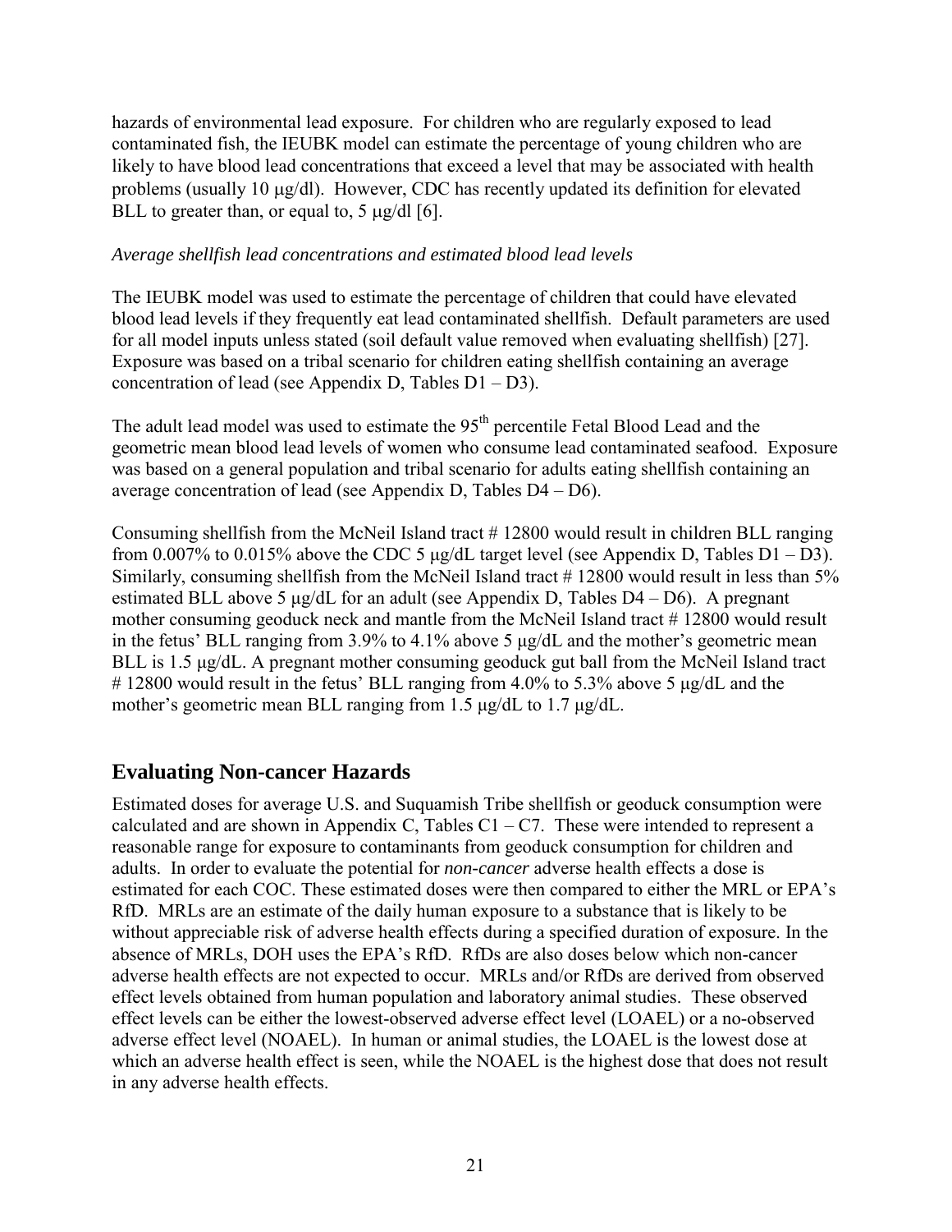hazards of environmental lead exposure. For children who are regularly exposed to lead contaminated fish, the IEUBK model can estimate the percentage of young children who are likely to have blood lead concentrations that exceed a level that may be associated with health problems (usually 10 μg/dl). However, CDC has recently updated its definition for elevated BLL to greater than, or equal to, 5 μg/dl [6].

*Average shellfish lead concentrations and estimated blood lead levels*

The IEUBK model was used to estimate the percentage of children that could have elevated blood lead levels if they frequently eat lead contaminated shellfish. Default parameters are used for all model inputs unless stated (soil default value removed when evaluating shellfish) [27]. Exposure was based on a tribal scenario for children eating shellfish containing an average concentration of lead (see Appendix D, Tables D1 – D3).

The adult lead model was used to estimate the 95th percentile Fetal Blood Lead and the geometric mean blood lead levels of women who consume lead contaminated seafood. Exposure was based on a general population and tribal scenario for adults eating shellfish containing an average concentration of lead (see Appendix D, Tables D4 – D6).

Consuming shellfish from the McNeil Island tract # 12800 would result in children BLL ranging from 0.007% to 0.015% above the CDC 5 μg/dL target level (see Appendix D, Tables D1 – D3). Similarly, consuming shellfish from the McNeil Island tract # 12800 would result in less than 5% estimated BLL above 5 μg/dL for an adult (see Appendix D, Tables D4 – D6). A pregnant mother consuming geoduck neck and mantle from the McNeil Island tract # 12800 would result in the fetus' BLL ranging from 3.9% to 4.1% above 5 μg/dL and the mother's geometric mean BLL is 1.5 μg/dL. A pregnant mother consuming geoduck gut ball from the McNeil Island tract # 12800 would result in the fetus' BLL ranging from 4.0% to 5.3% above 5 μg/dL and the mother's geometric mean BLL ranging from 1.5 μg/dL to 1.7 μg/dL.

## Evaluating Non-cancer Hazards

Estimated doses for average U.S. and Suquamish Tribe shellfish or geoduck consumption were calculated and are shown in Appendix C, Tables C1 – C7. These were intended to represent a reasonable range for exposure to contaminants from geoduck consumption for children and adults. In order to evaluate the potential for *non-cancer* adverse health effects a dose is estimated for each COC. These estimated doses were then compared to either the MRL or EPA's RfD. MRLs are an estimate of the daily human exposure to a substance that is likely to be without appreciable risk of adverse health effects during a specified duration of exposure. In the absence of MRLs, DOH uses the EPA's RfD. RfDs are also doses below which non-cancer adverse health effects are not expected to occur. MRLs and/or RfDs are derived from observed effect levels obtained from human population and laboratory animal studies. These observed effect levels can be either the lowest-observed adverse effect level (LOAEL) or a no-observed adverse effect level (NOAEL). In human or animal studies, the LOAEL is the lowest dose at which an adverse health effect is seen, while the NOAEL is the highest dose that does not result in any adverse health effects.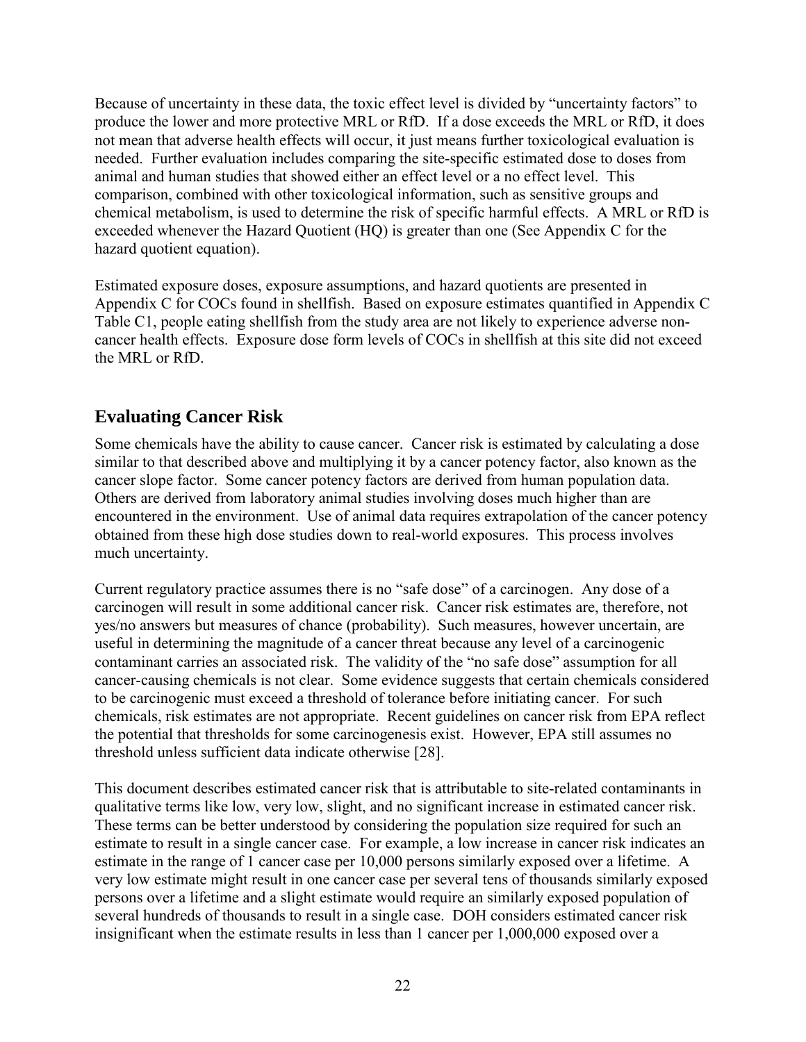Because of uncertainty in these data, the toxic effect level is divided by "uncertainty factors" to produce the lower and more protective MRL or RfD. If a dose exceeds the MRL or RfD, it does not mean that adverse health effects will occur, it just means further toxicological evaluation is needed. Further evaluation includes comparing the site-specific estimated dose to doses from animal and human studies that showed either an effect level or a no effect level. This comparison, combined with other toxicological information, such as sensitive groups and chemical metabolism, is used to determine the risk of specific harmful effects. A MRL or RfD is exceeded whenever the Hazard Quotient (HQ) is greater than one (See Appendix C for the hazard quotient equation).

Estimated exposure doses, exposure assumptions, and hazard quotients are presented in Appendix C for COCs found in shellfish. Based on exposure estimates quantified in Appendix C Table C1, people eating shellfish from the study area are not likely to experience adverse non-cancer health effects. Exposure dose form levels of COCs in shellfish at this site did not exceed the MRL or RfD.

## Evaluating Cancer Risk

Some chemicals have the ability to cause cancer. Cancer risk is estimated by calculating a dose similar to that described above and multiplying it by a cancer potency factor, also known as the cancer slope factor. Some cancer potency factors are derived from human population data. Others are derived from laboratory animal studies involving doses much higher than are encountered in the environment. Use of animal data requires extrapolation of the cancer potency obtained from these high dose studies down to real-world exposures. This process involves much uncertainty.

Current regulatory practice assumes there is no "safe dose" of a carcinogen. Any dose of a carcinogen will result in some additional cancer risk. Cancer risk estimates are, therefore, not yes/no answers but measures of chance (probability). Such measures, however uncertain, are useful in determining the magnitude of a cancer threat because any level of a carcinogenic contaminant carries an associated risk. The validity of the "no safe dose" assumption for all cancer-causing chemicals is not clear. Some evidence suggests that certain chemicals considered to be carcinogenic must exceed a threshold of tolerance before initiating cancer. For such chemicals, risk estimates are not appropriate. Recent guidelines on cancer risk from EPA reflect the potential that thresholds for some carcinogenesis exist. However, EPA still assumes no threshold unless sufficient data indicate otherwise [28].

This document describes estimated cancer risk that is attributable to site-related contaminants in qualitative terms like low, very low, slight, and no significant increase in estimated cancer risk. These terms can be better understood by considering the population size required for such an estimate to result in a single cancer case. For example, a low increase in cancer risk indicates an estimate in the range of 1 cancer case per 10,000 persons similarly exposed over a lifetime. A very low estimate might result in one cancer case per several tens of thousands similarly exposed persons over a lifetime and a slight estimate would require an similarly exposed population of several hundreds of thousands to result in a single case. DOH considers estimated cancer risk insignificant when the estimate results in less than 1 cancer per 1,000,000 exposed over a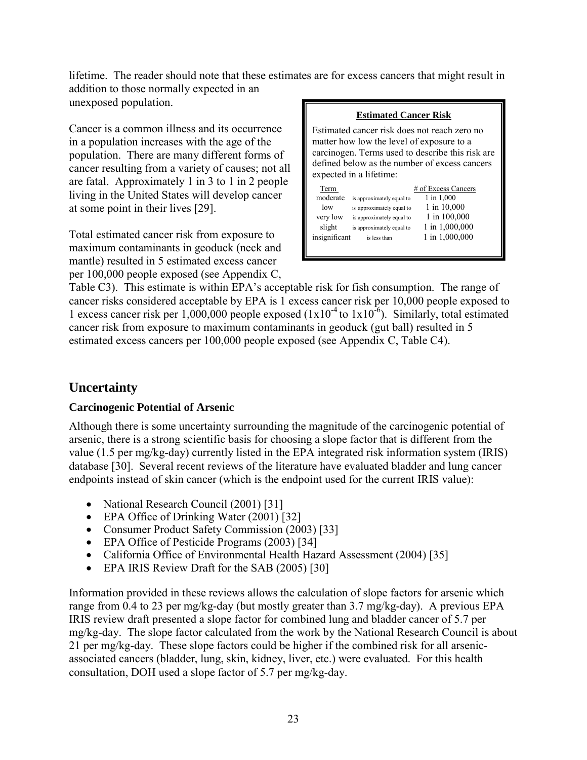lifetime. The reader should note that these estimates are for excess cancers that might result in addition to those normally expected in an unexposed population.

Cancer is a common illness and its occurrence in a population increases with the age of the population. There are many different forms of cancer resulting from a variety of causes; not all are fatal. Approximately 1 in 3 to 1 in 2 people living in the United States will develop cancer at some point in their lives [29].

**Estimated Cancer Risk**

Estimated cancer risk does not reach zero no matter how low the level of exposure to a carcinogen. Terms used to describe this risk are defined below as the number of excess cancers expected in a lifetime:

| Term | | # of Excess Cancers |
|---|---|---|
| moderate | is approximately equal to | 1 in 1,000 |
| low | is approximately equal to | 1 in 10,000 |
| very low | is approximately equal to | 1 in 100,000 |
| slight | is approximately equal to | 1 in 1,000,000 |
| insignificant | is less than | 1 in 1,000,000 |

Total estimated cancer risk from exposure to maximum contaminants in geoduck (neck and mantle) resulted in 5 estimated excess cancer per 100,000 people exposed (see Appendix C, Table C3). This estimate is within EPA's acceptable risk for fish consumption. The range of cancer risks considered acceptable by EPA is 1 excess cancer risk per 10,000 people exposed to 1 excess cancer risk per 1,000,000 people exposed ($1x10^{-4}$ to $1x10^{-6}$). Similarly, total estimated cancer risk from exposure to maximum contaminants in geoduck (gut ball) resulted in 5 estimated excess cancers per 100,000 people exposed (see Appendix C, Table C4).

## Uncertainty

### Carcinogenic Potential of Arsenic

Although there is some uncertainty surrounding the magnitude of the carcinogenic potential of arsenic, there is a strong scientific basis for choosing a slope factor that is different from the value (1.5 per mg/kg-day) currently listed in the EPA integrated risk information system (IRIS) database [30]. Several recent reviews of the literature have evaluated bladder and lung cancer endpoints instead of skin cancer (which is the endpoint used for the current IRIS value):

- National Research Council (2001) [31]
- EPA Office of Drinking Water (2001) [32]
- Consumer Product Safety Commission (2003) [33]
- EPA Office of Pesticide Programs (2003) [34]
- California Office of Environmental Health Hazard Assessment (2004) [35]
- EPA IRIS Review Draft for the SAB (2005) [30]

Information provided in these reviews allows the calculation of slope factors for arsenic which range from 0.4 to 23 per mg/kg-day (but mostly greater than 3.7 mg/kg-day). A previous EPA IRIS review draft presented a slope factor for combined lung and bladder cancer of 5.7 per mg/kg-day. The slope factor calculated from the work by the National Research Council is about 21 per mg/kg-day. These slope factors could be higher if the combined risk for all arsenic-associated cancers (bladder, lung, skin, kidney, liver, etc.) were evaluated. For this health consultation, DOH used a slope factor of 5.7 per mg/kg-day.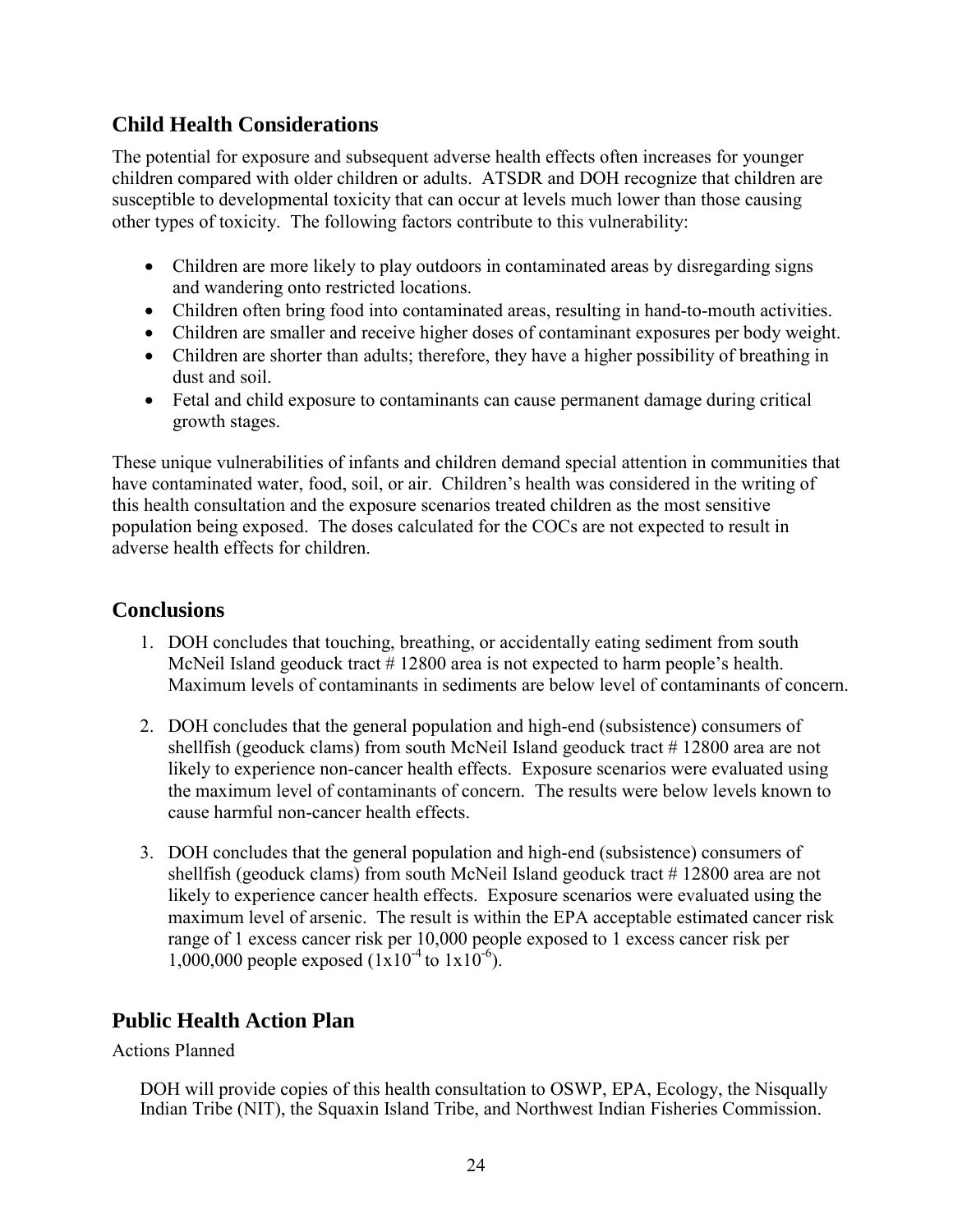## Child Health Considerations

The potential for exposure and subsequent adverse health effects often increases for younger children compared with older children or adults. ATSDR and DOH recognize that children are susceptible to developmental toxicity that can occur at levels much lower than those causing other types of toxicity. The following factors contribute to this vulnerability:

- Children are more likely to play outdoors in contaminated areas by disregarding signs and wandering onto restricted locations.
- Children often bring food into contaminated areas, resulting in hand-to-mouth activities.
- Children are smaller and receive higher doses of contaminant exposures per body weight.
- Children are shorter than adults; therefore, they have a higher possibility of breathing in dust and soil.
- Fetal and child exposure to contaminants can cause permanent damage during critical growth stages.

These unique vulnerabilities of infants and children demand special attention in communities that have contaminated water, food, soil, or air. Children's health was considered in the writing of this health consultation and the exposure scenarios treated children as the most sensitive population being exposed. The doses calculated for the COCs are not expected to result in adverse health effects for children.

## Conclusions

1. DOH concludes that touching, breathing, or accidentally eating sediment from south McNeil Island geoduck tract # 12800 area is not expected to harm people's health. Maximum levels of contaminants in sediments are below level of contaminants of concern.

2. DOH concludes that the general population and high-end (subsistence) consumers of shellfish (geoduck clams) from south McNeil Island geoduck tract # 12800 area are not likely to experience non-cancer health effects. Exposure scenarios were evaluated using the maximum level of contaminants of concern. The results were below levels known to cause harmful non-cancer health effects.

3. DOH concludes that the general population and high-end (subsistence) consumers of shellfish (geoduck clams) from south McNeil Island geoduck tract # 12800 area are not likely to experience cancer health effects. Exposure scenarios were evaluated using the maximum level of arsenic. The result is within the EPA acceptable estimated cancer risk range of 1 excess cancer risk per 10,000 people exposed to 1 excess cancer risk per 1,000,000 people exposed ($1x10^{-4}$ to $1x10^{-6}$).

## Public Health Action Plan

Actions Planned

DOH will provide copies of this health consultation to OSWP, EPA, Ecology, the Nisqually Indian Tribe (NIT), the Squaxin Island Tribe, and Northwest Indian Fisheries Commission.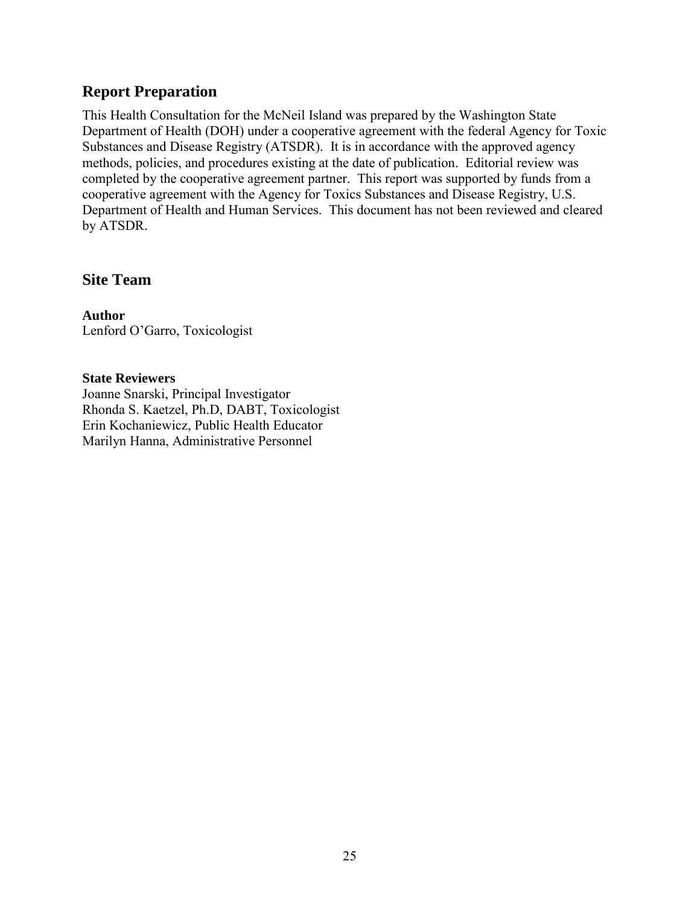## Report Preparation

This Health Consultation for the McNeil Island was prepared by the Washington State Department of Health (DOH) under a cooperative agreement with the federal Agency for Toxic Substances and Disease Registry (ATSDR). It is in accordance with the approved agency methods, policies, and procedures existing at the date of publication. Editorial review was completed by the cooperative agreement partner. This report was supported by funds from a cooperative agreement with the Agency for Toxics Substances and Disease Registry, U.S. Department of Health and Human Services. This document has not been reviewed and cleared by ATSDR.

## Site Team

**Author**
Lenford O'Garro, Toxicologist

**State Reviewers**
Joanne Snarski, Principal Investigator
Rhonda S. Kaetzel, Ph.D, DABT, Toxicologist
Erin Kochaniewicz, Public Health Educator
Marilyn Hanna, Administrative Personnel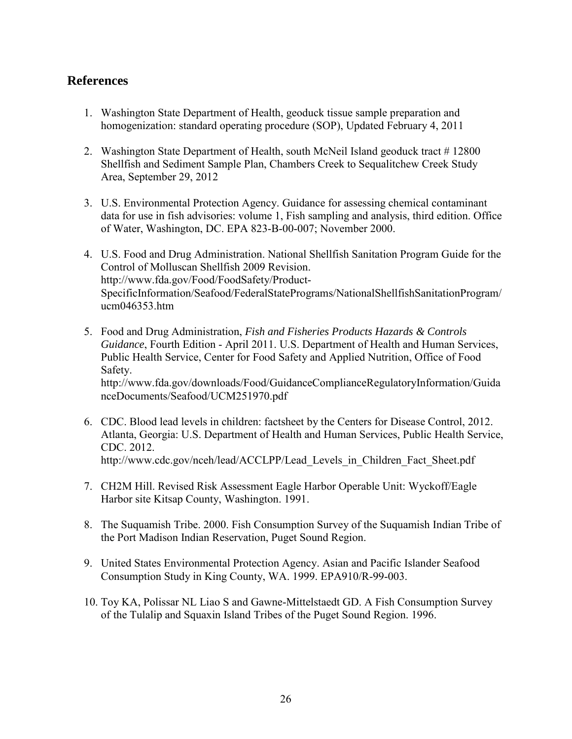## References

1. Washington State Department of Health, geoduck tissue sample preparation and homogenization: standard operating procedure (SOP), Updated February 4, 2011

2. Washington State Department of Health, south McNeil Island geoduck tract # 12800 Shellfish and Sediment Sample Plan, Chambers Creek to Sequalitchew Creek Study Area, September 29, 2012

3. U.S. Environmental Protection Agency. Guidance for assessing chemical contaminant data for use in fish advisories: volume 1, Fish sampling and analysis, third edition. Office of Water, Washington, DC. EPA 823-B-00-007; November 2000.

4. U.S. Food and Drug Administration. National Shellfish Sanitation Program Guide for the Control of Molluscan Shellfish 2009 Revision. http://www.fda.gov/Food/FoodSafety/Product-SpecificInformation/Seafood/FederalStatePrograms/NationalShellfishSanitationProgram/ucm046353.htm

5. Food and Drug Administration, *Fish and Fisheries Products Hazards & Controls Guidance*, Fourth Edition - April 2011. U.S. Department of Health and Human Services, Public Health Service, Center for Food Safety and Applied Nutrition, Office of Food Safety. http://www.fda.gov/downloads/Food/GuidanceComplianceRegulatoryInformation/GuidanceDocuments/Seafood/UCM251970.pdf

6. CDC. Blood lead levels in children: factsheet by the Centers for Disease Control, 2012. Atlanta, Georgia: U.S. Department of Health and Human Services, Public Health Service, CDC. 2012. http://www.cdc.gov/nceh/lead/ACCLPP/Lead_Levels_in_Children_Fact_Sheet.pdf

7. CH2M Hill. Revised Risk Assessment Eagle Harbor Operable Unit: Wyckoff/Eagle Harbor site Kitsap County, Washington. 1991.

8. The Suquamish Tribe. 2000. Fish Consumption Survey of the Suquamish Indian Tribe of the Port Madison Indian Reservation, Puget Sound Region.

9. United States Environmental Protection Agency. Asian and Pacific Islander Seafood Consumption Study in King County, WA. 1999. EPA910/R-99-003.

10. Toy KA, Polissar NL Liao S and Gawne-Mittelstaedt GD. A Fish Consumption Survey of the Tulalip and Squaxin Island Tribes of the Puget Sound Region. 1996.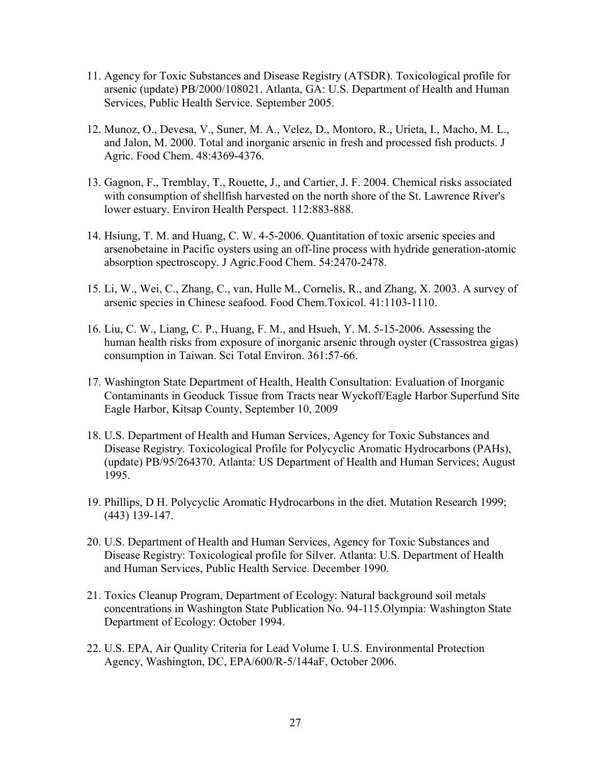11. Agency for Toxic Substances and Disease Registry (ATSDR). Toxicological profile for arsenic (update) PB/2000/108021. Atlanta, GA: U.S. Department of Health and Human Services, Public Health Service. September 2005.

12. Munoz, O., Devesa, V., Suner, M. A., Velez, D., Montoro, R., Urieta, I., Macho, M. L., and Jalon, M. 2000. Total and inorganic arsenic in fresh and processed fish products. J Agric. Food Chem. 48:4369-4376.

13. Gagnon, F., Tremblay, T., Rouette, J., and Cartier, J. F. 2004. Chemical risks associated with consumption of shellfish harvested on the north shore of the St. Lawrence River's lower estuary. Environ Health Perspect. 112:883-888.

14. Hsiung, T. M. and Huang, C. W. 4-5-2006. Quantitation of toxic arsenic species and arsenobetaine in Pacific oysters using an off-line process with hydride generation-atomic absorption spectroscopy. J Agric.Food Chem. 54:2470-2478.

15. Li, W., Wei, C., Zhang, C., van, Hulle M., Cornelis, R., and Zhang, X. 2003. A survey of arsenic species in Chinese seafood. Food Chem.Toxicol. 41:1103-1110.

16. Liu, C. W., Liang, C. P., Huang, F. M., and Hsueh, Y. M. 5-15-2006. Assessing the human health risks from exposure of inorganic arsenic through oyster (Crassostrea gigas) consumption in Taiwan. Sci Total Environ. 361:57-66.

17. Washington State Department of Health, Health Consultation: Evaluation of Inorganic Contaminants in Geoduck Tissue from Tracts near Wyckoff/Eagle Harbor Superfund Site Eagle Harbor, Kitsap County, September 10, 2009

18. U.S. Department of Health and Human Services, Agency for Toxic Substances and Disease Registry. Toxicological Profile for Polycyclic Aromatic Hydrocarbons (PAHs), (update) PB/95/264370. Atlanta: US Department of Health and Human Services; August 1995.

19. Phillips, D H. Polycyclic Aromatic Hydrocarbons in the diet. Mutation Research 1999; (443) 139-147.

20. U.S. Department of Health and Human Services, Agency for Toxic Substances and Disease Registry: Toxicological profile for Silver. Atlanta: U.S. Department of Health and Human Services, Public Health Service. December 1990.

21. Toxics Cleanup Program, Department of Ecology: Natural background soil metals concentrations in Washington State Publication No. 94-115.Olympia: Washington State Department of Ecology: October 1994.

22. U.S. EPA, Air Quality Criteria for Lead Volume I. U.S. Environmental Protection Agency, Washington, DC, EPA/600/R-5/144aF, October 2006.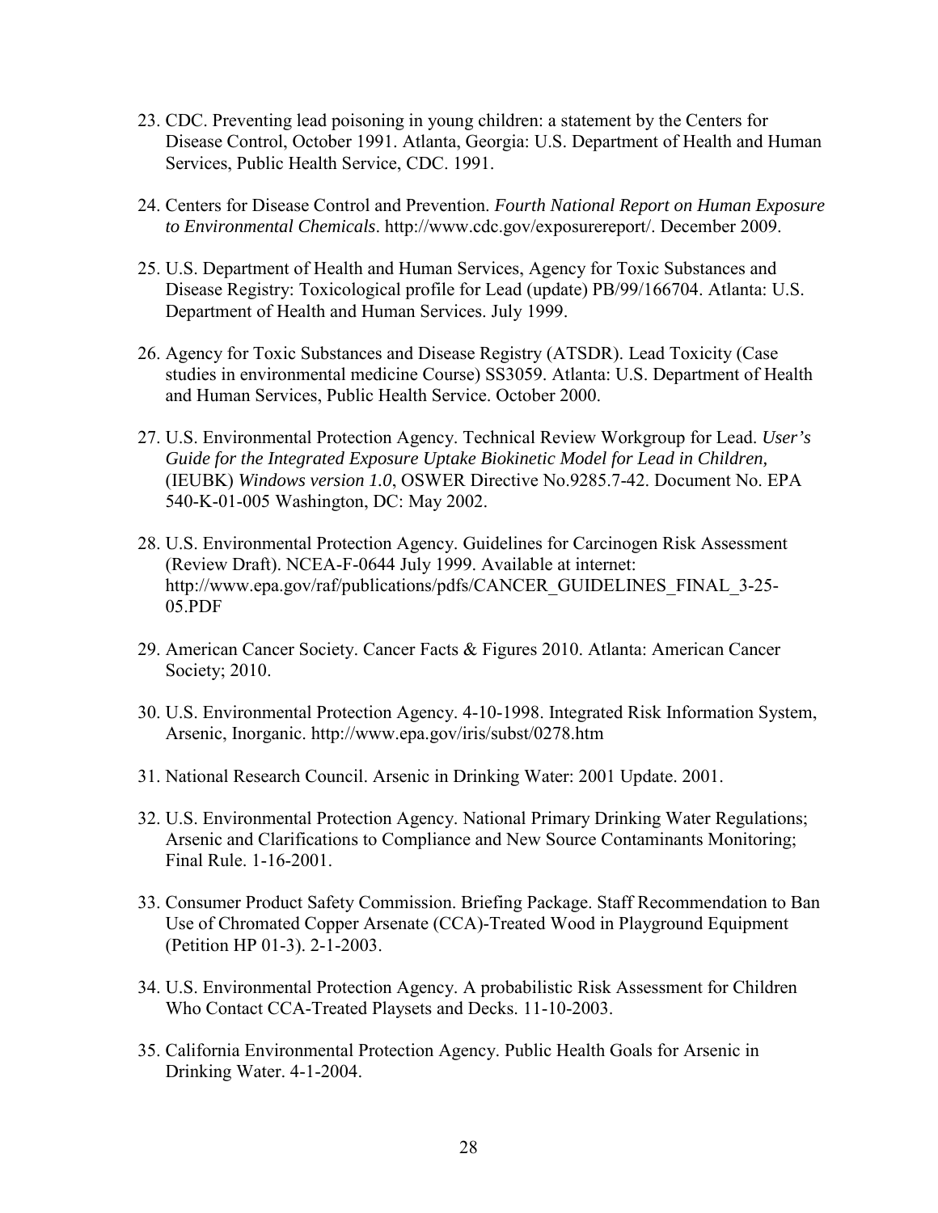23. CDC. Preventing lead poisoning in young children: a statement by the Centers for Disease Control, October 1991. Atlanta, Georgia: U.S. Department of Health and Human Services, Public Health Service, CDC. 1991.

24. Centers for Disease Control and Prevention. *Fourth National Report on Human Exposure to Environmental Chemicals*. http://www.cdc.gov/exposurereport/. December 2009.

25. U.S. Department of Health and Human Services, Agency for Toxic Substances and Disease Registry: Toxicological profile for Lead (update) PB/99/166704. Atlanta: U.S. Department of Health and Human Services. July 1999.

26. Agency for Toxic Substances and Disease Registry (ATSDR). Lead Toxicity (Case studies in environmental medicine Course) SS3059. Atlanta: U.S. Department of Health and Human Services, Public Health Service. October 2000.

27. U.S. Environmental Protection Agency. Technical Review Workgroup for Lead. *User's Guide for the Integrated Exposure Uptake Biokinetic Model for Lead in Children,* (IEUBK) *Windows version 1.0*, OSWER Directive No.9285.7-42. Document No. EPA 540-K-01-005 Washington, DC: May 2002.

28. U.S. Environmental Protection Agency. Guidelines for Carcinogen Risk Assessment (Review Draft). NCEA-F-0644 July 1999. Available at internet: http://www.epa.gov/raf/publications/pdfs/CANCER_GUIDELINES_FINAL_3-25-05.PDF

29. American Cancer Society. Cancer Facts & Figures 2010. Atlanta: American Cancer Society; 2010.

30. U.S. Environmental Protection Agency. 4-10-1998. Integrated Risk Information System, Arsenic, Inorganic. http://www.epa.gov/iris/subst/0278.htm

31. National Research Council. Arsenic in Drinking Water: 2001 Update. 2001.

32. U.S. Environmental Protection Agency. National Primary Drinking Water Regulations; Arsenic and Clarifications to Compliance and New Source Contaminants Monitoring; Final Rule. 1-16-2001.

33. Consumer Product Safety Commission. Briefing Package. Staff Recommendation to Ban Use of Chromated Copper Arsenate (CCA)-Treated Wood in Playground Equipment (Petition HP 01-3). 2-1-2003.

34. U.S. Environmental Protection Agency. A probabilistic Risk Assessment for Children Who Contact CCA-Treated Playsets and Decks. 11-10-2003.

35. California Environmental Protection Agency. Public Health Goals for Arsenic in Drinking Water. 4-1-2004.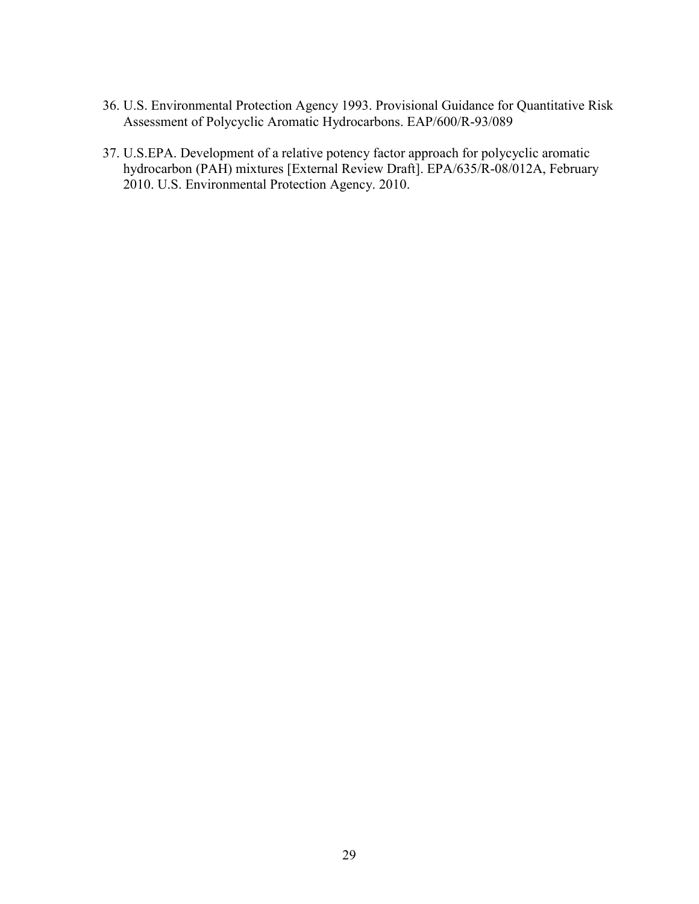36. U.S. Environmental Protection Agency 1993. Provisional Guidance for Quantitative Risk Assessment of Polycyclic Aromatic Hydrocarbons. EAP/600/R-93/089

37. U.S.EPA. Development of a relative potency factor approach for polycyclic aromatic hydrocarbon (PAH) mixtures [External Review Draft]. EPA/635/R-08/012A, February 2010. U.S. Environmental Protection Agency. 2010.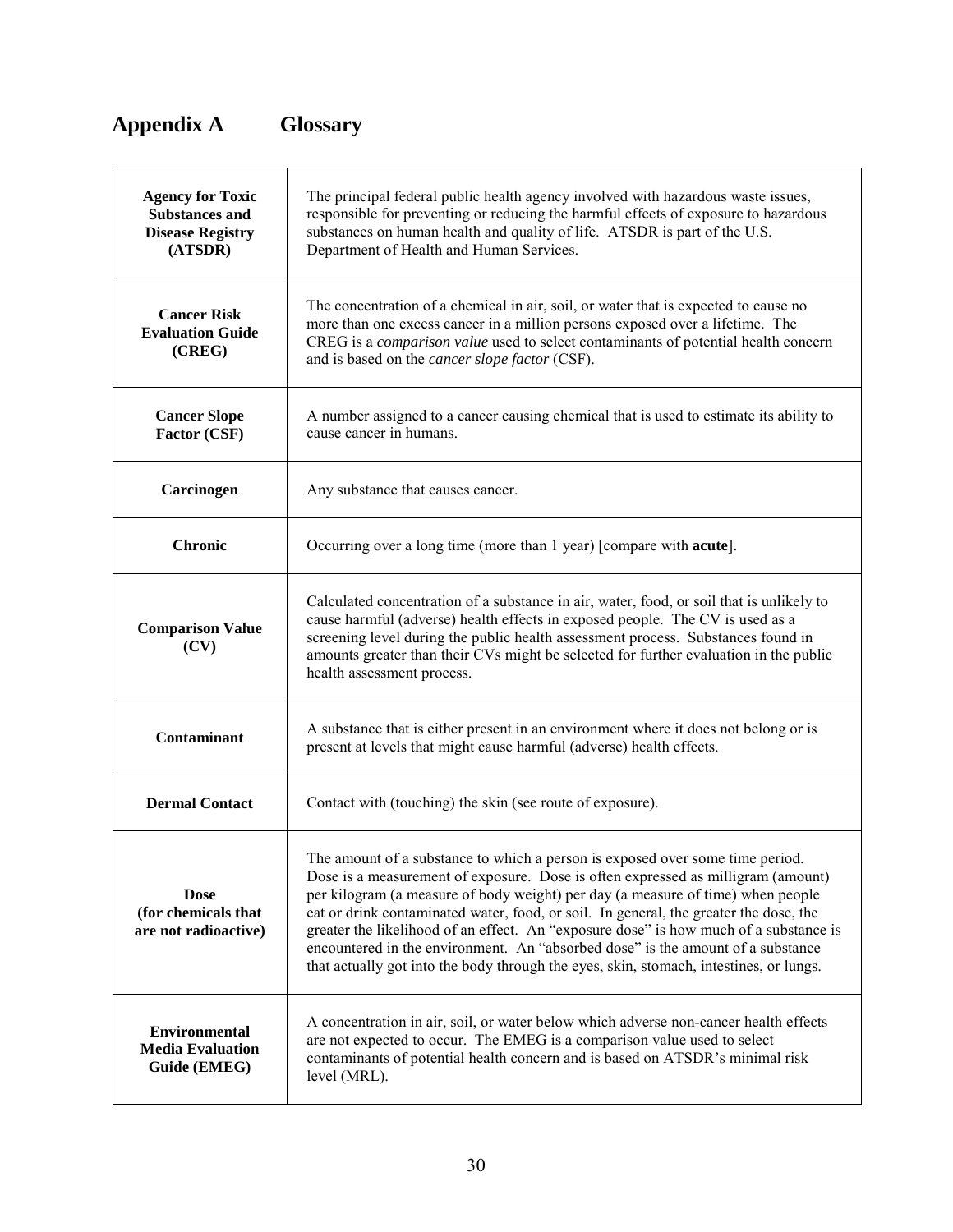# Appendix A Glossary

| Term | Definition |
|---|---|
| **Agency for Toxic Substances and Disease Registry (ATSDR)** | The principal federal public health agency involved with hazardous waste issues, responsible for preventing or reducing the harmful effects of exposure to hazardous substances on human health and quality of life. ATSDR is part of the U.S. Department of Health and Human Services. |
| **Cancer Risk Evaluation Guide (CREG)** | The concentration of a chemical in air, soil, or water that is expected to cause no more than one excess cancer in a million persons exposed over a lifetime. The CREG is a *comparison value* used to select contaminants of potential health concern and is based on the *cancer slope factor* (CSF). |
| **Cancer Slope Factor (CSF)** | A number assigned to a cancer causing chemical that is used to estimate its ability to cause cancer in humans. |
| **Carcinogen** | Any substance that causes cancer. |
| **Chronic** | Occurring over a long time (more than 1 year) [compare with **acute**]. |
| **Comparison Value (CV)** | Calculated concentration of a substance in air, water, food, or soil that is unlikely to cause harmful (adverse) health effects in exposed people. The CV is used as a screening level during the public health assessment process. Substances found in amounts greater than their CVs might be selected for further evaluation in the public health assessment process. |
| **Contaminant** | A substance that is either present in an environment where it does not belong or is present at levels that might cause harmful (adverse) health effects. |
| **Dermal Contact** | Contact with (touching) the skin (see route of exposure). |
| **Dose (for chemicals that are not radioactive)** | The amount of a substance to which a person is exposed over some time period. Dose is a measurement of exposure. Dose is often expressed as milligram (amount) per kilogram (a measure of body weight) per day (a measure of time) when people eat or drink contaminated water, food, or soil. In general, the greater the dose, the greater the likelihood of an effect. An "exposure dose" is how much of a substance is encountered in the environment. An "absorbed dose" is the amount of a substance that actually got into the body through the eyes, skin, stomach, intestines, or lungs. |
| **Environmental Media Evaluation Guide (EMEG)** | A concentration in air, soil, or water below which adverse non-cancer health effects are not expected to occur. The EMEG is a comparison value used to select contaminants of potential health concern and is based on ATSDR's minimal risk level (MRL). |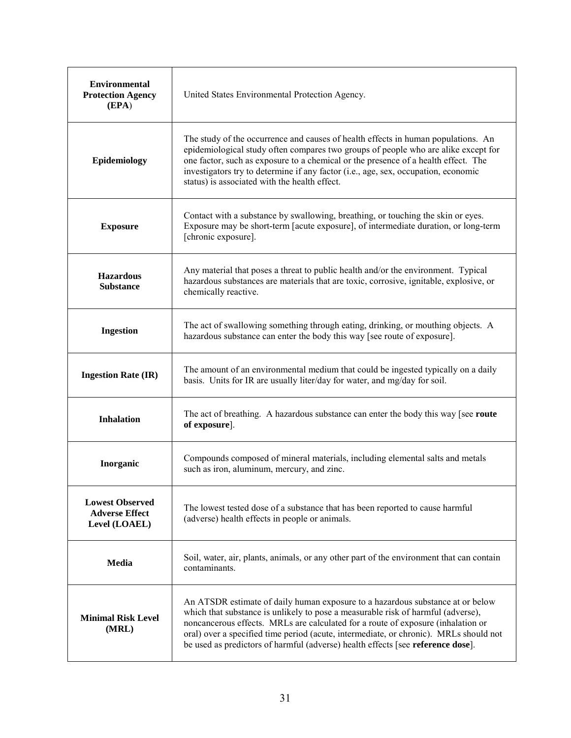| | |
|---|---|
| **Environmental Protection Agency (EPA)** | United States Environmental Protection Agency. |
| **Epidemiology** | The study of the occurrence and causes of health effects in human populations. An epidemiological study often compares two groups of people who are alike except for one factor, such as exposure to a chemical or the presence of a health effect. The investigators try to determine if any factor (i.e., age, sex, occupation, economic status) is associated with the health effect. |
| **Exposure** | Contact with a substance by swallowing, breathing, or touching the skin or eyes. Exposure may be short-term [acute exposure], of intermediate duration, or long-term [chronic exposure]. |
| **Hazardous Substance** | Any material that poses a threat to public health and/or the environment. Typical hazardous substances are materials that are toxic, corrosive, ignitable, explosive, or chemically reactive. |
| **Ingestion** | The act of swallowing something through eating, drinking, or mouthing objects. A hazardous substance can enter the body this way [see route of exposure]. |
| **Ingestion Rate (IR)** | The amount of an environmental medium that could be ingested typically on a daily basis. Units for IR are usually liter/day for water, and mg/day for soil. |
| **Inhalation** | The act of breathing. A hazardous substance can enter the body this way [see **route of exposure**]. |
| **Inorganic** | Compounds composed of mineral materials, including elemental salts and metals such as iron, aluminum, mercury, and zinc. |
| **Lowest Observed Adverse Effect Level (LOAEL)** | The lowest tested dose of a substance that has been reported to cause harmful (adverse) health effects in people or animals. |
| **Media** | Soil, water, air, plants, animals, or any other part of the environment that can contain contaminants. |
| **Minimal Risk Level (MRL)** | An ATSDR estimate of daily human exposure to a hazardous substance at or below which that substance is unlikely to pose a measurable risk of harmful (adverse), noncancerous effects. MRLs are calculated for a route of exposure (inhalation or oral) over a specified time period (acute, intermediate, or chronic). MRLs should not be used as predictors of harmful (adverse) health effects [see **reference dose**]. |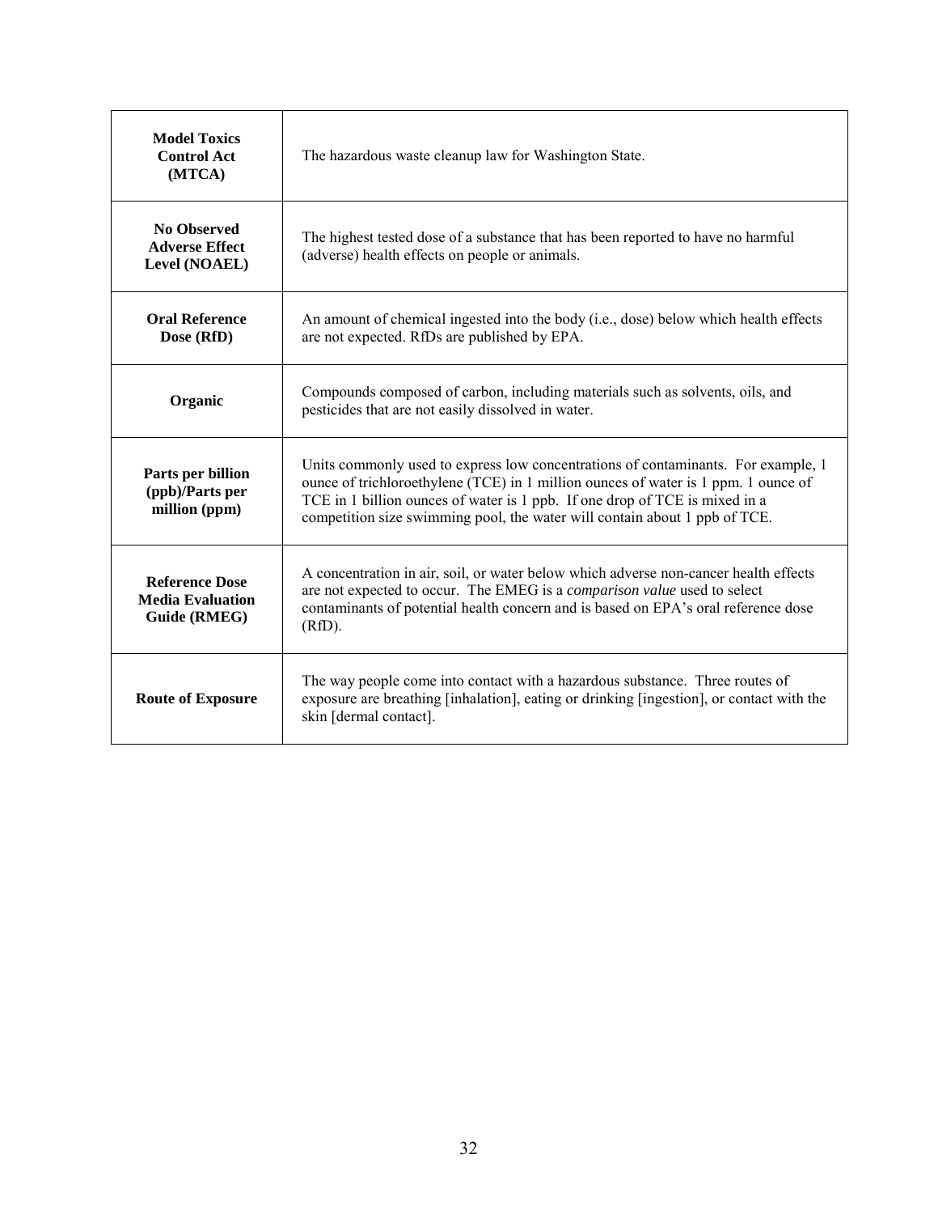| | |
|---|---|
| **Model Toxics Control Act (MTCA)** | The hazardous waste cleanup law for Washington State. |
| **No Observed Adverse Effect Level (NOAEL)** | The highest tested dose of a substance that has been reported to have no harmful (adverse) health effects on people or animals. |
| **Oral Reference Dose (RfD)** | An amount of chemical ingested into the body (i.e., dose) below which health effects are not expected. RfDs are published by EPA. |
| **Organic** | Compounds composed of carbon, including materials such as solvents, oils, and pesticides that are not easily dissolved in water. |
| **Parts per billion (ppb)/Parts per million (ppm)** | Units commonly used to express low concentrations of contaminants. For example, 1 ounce of trichloroethylene (TCE) in 1 million ounces of water is 1 ppm. 1 ounce of TCE in 1 billion ounces of water is 1 ppb. If one drop of TCE is mixed in a competition size swimming pool, the water will contain about 1 ppb of TCE. |
| **Reference Dose Media Evaluation Guide (RMEG)** | A concentration in air, soil, or water below which adverse non-cancer health effects are not expected to occur. The EMEG is a *comparison value* used to select contaminants of potential health concern and is based on EPA's oral reference dose (RfD). |
| **Route of Exposure** | The way people come into contact with a hazardous substance. Three routes of exposure are breathing [inhalation], eating or drinking [ingestion], or contact with the skin [dermal contact]. |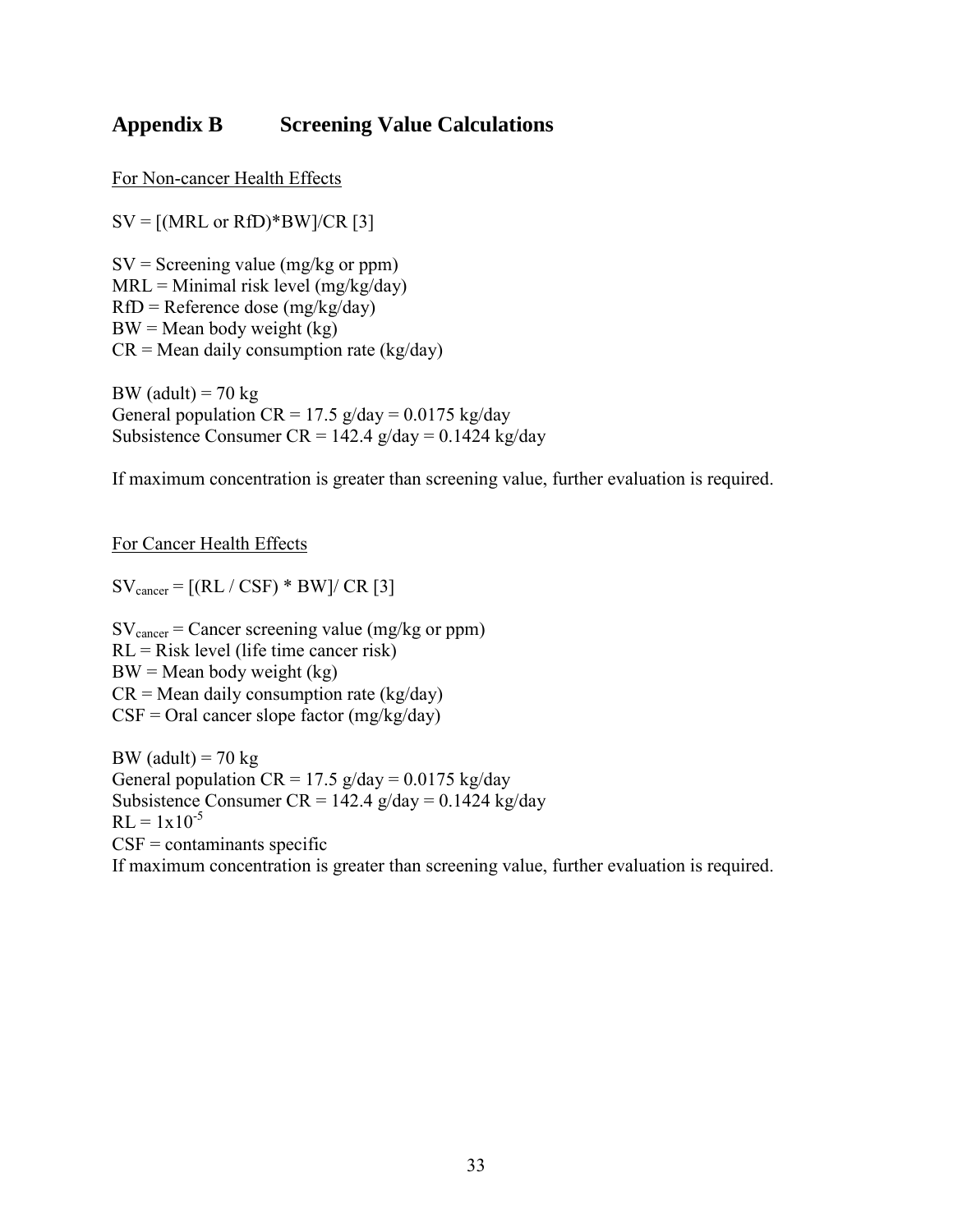## Appendix B Screening Value Calculations

For Non-cancer Health Effects

SV = [(MRL or RfD)*BW]/CR [3]

SV = Screening value (mg/kg or ppm)
MRL = Minimal risk level (mg/kg/day)
RfD = Reference dose (mg/kg/day)
BW = Mean body weight (kg)
CR = Mean daily consumption rate (kg/day)

BW (adult) = 70 kg
General population CR = 17.5 g/day = 0.0175 kg/day
Subsistence Consumer CR = 142.4 g/day = 0.1424 kg/day

If maximum concentration is greater than screening value, further evaluation is required.

For Cancer Health Effects

$SV_{cancer}$ = [(RL / CSF) * BW]/ CR [3]

$SV_{cancer}$ = Cancer screening value (mg/kg or ppm)
RL = Risk level (life time cancer risk)
BW = Mean body weight (kg)
CR = Mean daily consumption rate (kg/day)
CSF = Oral cancer slope factor (mg/kg/day)

BW (adult) = 70 kg
General population CR = 17.5 g/day = 0.0175 kg/day
Subsistence Consumer CR = 142.4 g/day = 0.1424 kg/day
RL = $1x10^{-5}$
CSF = contaminants specific
If maximum concentration is greater than screening value, further evaluation is required.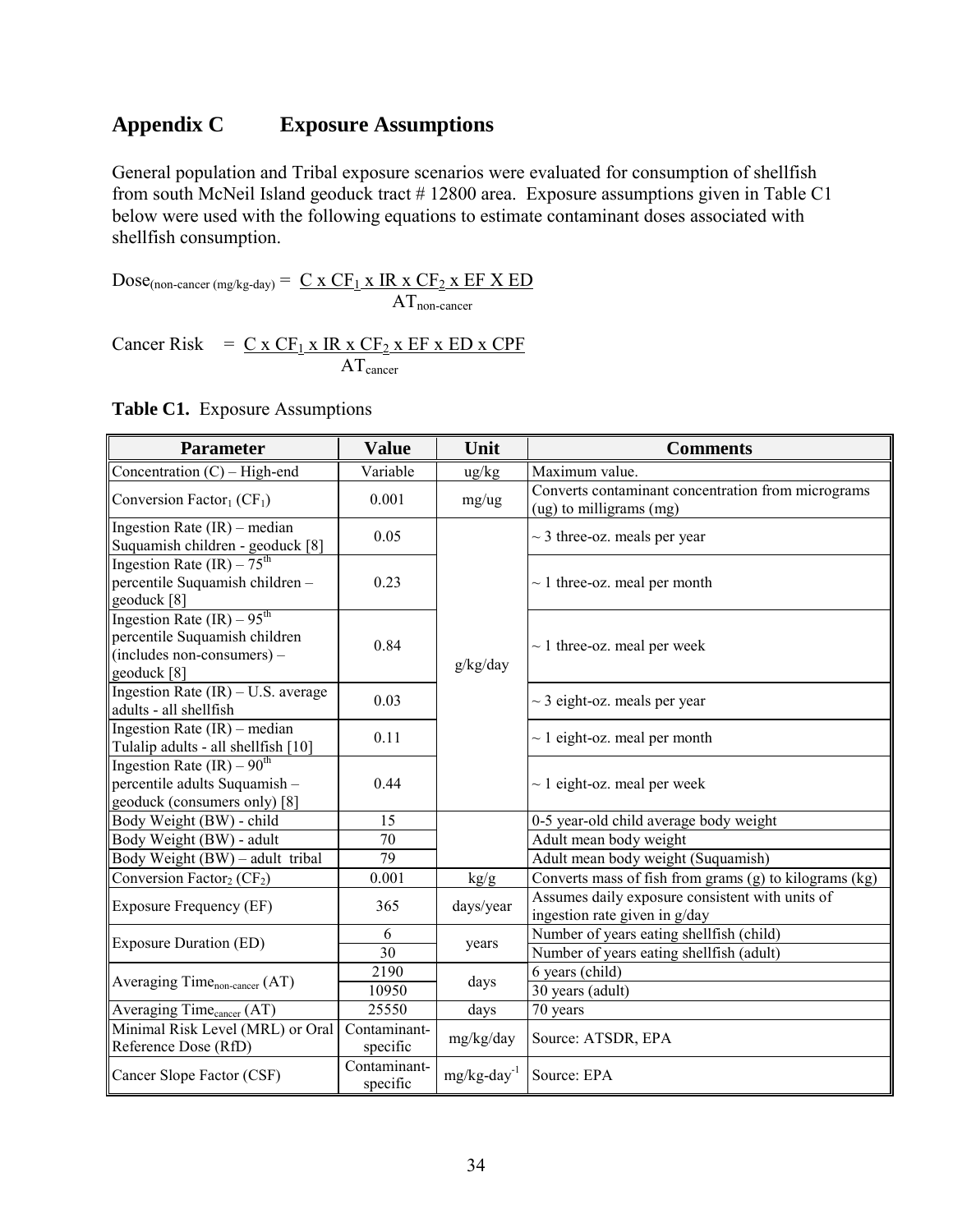# Appendix C Exposure Assumptions

General population and Tribal exposure scenarios were evaluated for consumption of shellfish from south McNeil Island geoduck tract # 12800 area. Exposure assumptions given in Table C1 below were used with the following equations to estimate contaminant doses associated with shellfish consumption.

$$\text{Dose}_{(\text{non-cancer (mg/kg-day)})} = \frac{C \times CF_1 \times IR \times CF_2 \times EF \times ED}{AT_{\text{non-cancer}}}$$

$$\text{Cancer Risk} = \frac{C \times CF_1 \times IR \times CF_2 \times EF \times ED \times CPF}{AT_{\text{cancer}}}$$

**Table C1.** Exposure Assumptions

| Parameter | Value | Unit | Comments |
|---|---|---|---|
| Concentration (C) – High-end | Variable | ug/kg | Maximum value. |
| Conversion Factor$_1$ ($CF_1$) | 0.001 | mg/ug | Converts contaminant concentration from micrograms (ug) to milligrams (mg) |
| Ingestion Rate (IR) – median Suquamish children - geoduck [8] | 0.05 | g/kg/day | ~ 3 three-oz. meals per year |
| Ingestion Rate (IR) – 75$^{th}$ percentile Suquamish children – geoduck [8] | 0.23 | g/kg/day | ~ 1 three-oz. meal per month |
| Ingestion Rate (IR) – 95$^{th}$ percentile Suquamish children (includes non-consumers) – geoduck [8] | 0.84 | g/kg/day | ~ 1 three-oz. meal per week |
| Ingestion Rate (IR) – U.S. average adults - all shellfish | 0.03 | g/kg/day | ~ 3 eight-oz. meals per year |
| Ingestion Rate (IR) – median Tulalip adults - all shellfish [10] | 0.11 | g/kg/day | ~ 1 eight-oz. meal per month |
| Ingestion Rate (IR) – 90$^{th}$ percentile adults Suquamish – geoduck (consumers only) [8] | 0.44 | g/kg/day | ~ 1 eight-oz. meal per week |
| Body Weight (BW) - child | 15 | | 0-5 year-old child average body weight |
| Body Weight (BW) - adult | 70 | | Adult mean body weight |
| Body Weight (BW) – adult tribal | 79 | | Adult mean body weight (Suquamish) |
| Conversion Factor$_2$ ($CF_2$) | 0.001 | kg/g | Converts mass of fish from grams (g) to kilograms (kg) |
| Exposure Frequency (EF) | 365 | days/year | Assumes daily exposure consistent with units of ingestion rate given in g/day |
| Exposure Duration (ED) | 6 | years | Number of years eating shellfish (child) |
| | 30 | years | Number of years eating shellfish (adult) |
| Averaging Time$_{\text{non-cancer}}$ (AT) | 2190 | days | 6 years (child) |
| | 10950 | days | 30 years (adult) |
| Averaging Time$_{\text{cancer}}$ (AT) | 25550 | days | 70 years |
| Minimal Risk Level (MRL) or Oral Reference Dose (RfD) | Contaminant-specific | mg/kg/day | Source: ATSDR, EPA |
| Cancer Slope Factor (CSF) | Contaminant-specific | mg/kg-day$^{-1}$ | Source: EPA |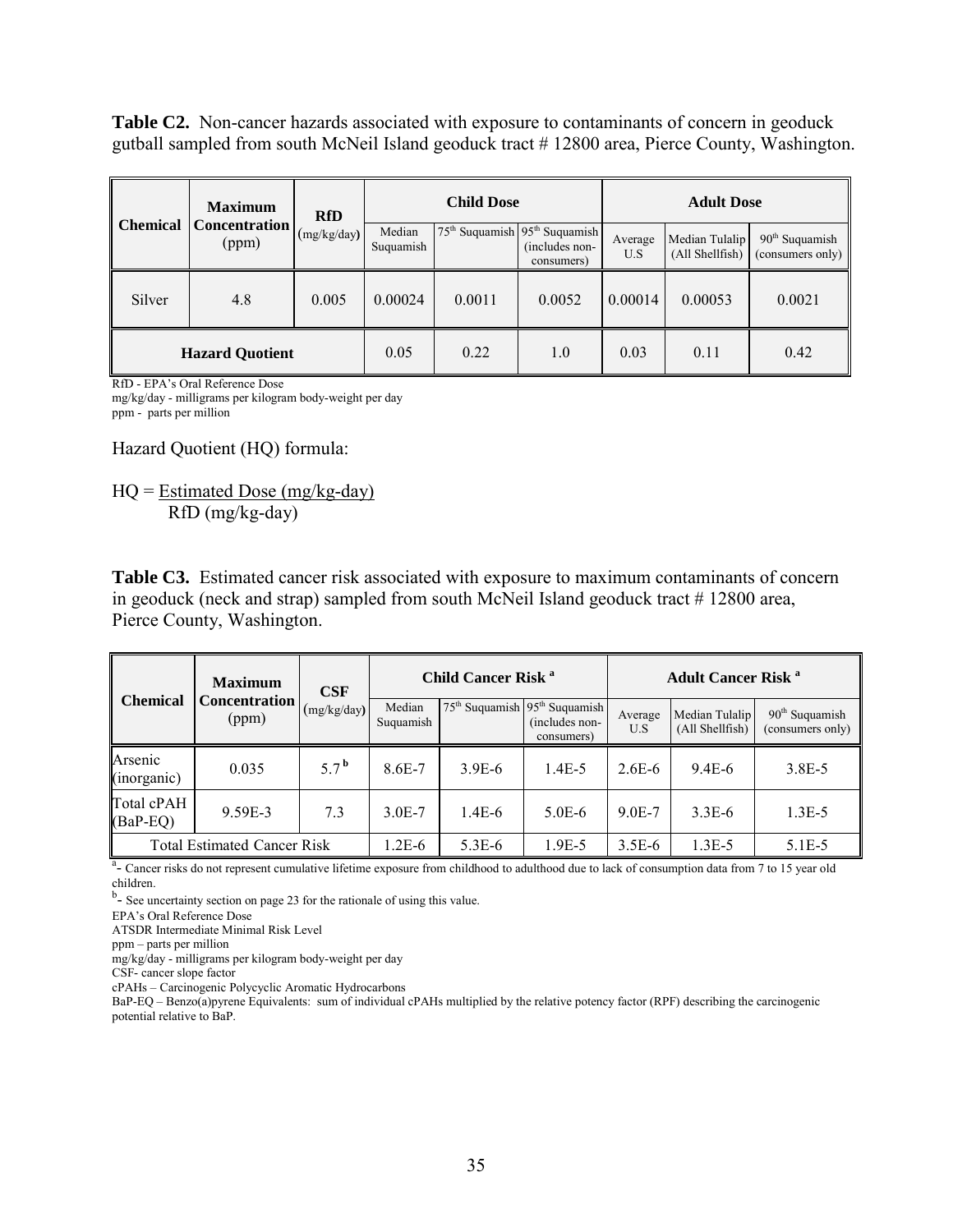**Table C2.** Non-cancer hazards associated with exposure to contaminants of concern in geoduck gutball sampled from south McNeil Island geoduck tract # 12800 area, Pierce County, Washington.

| Chemical | Maximum Concentration (ppm) | RfD (mg/kg/day) | Child Dose | | | Adult Dose | | |
|---|---|---|---|---|---|---|---|---|
| | | | Median Suquamish | 75th Suquamish | 95th Suquamish (includes non-consumers) | Average U.S | Median Tulalip (All Shellfish) | 90th Suquamish (consumers only) |
| Silver | 4.8 | 0.005 | 0.00024 | 0.0011 | 0.0052 | 0.00014 | 0.00053 | 0.0021 |
| **Hazard Quotient** | | | 0.05 | 0.22 | 1.0 | 0.03 | 0.11 | 0.42 |

RfD - EPA's Oral Reference Dose
mg/kg/day - milligrams per kilogram body-weight per day
ppm - parts per million

Hazard Quotient (HQ) formula:

$$HQ = \frac{\text{Estimated Dose (mg/kg-day)}}{\text{RfD (mg/kg-day)}}$$

**Table C3.** Estimated cancer risk associated with exposure to maximum contaminants of concern in geoduck (neck and strap) sampled from south McNeil Island geoduck tract # 12800 area, Pierce County, Washington.

| Chemical | Maximum Concentration (ppm) | CSF (mg/kg/day) | Child Cancer Risk [a] | | | Adult Cancer Risk [a] | | |
|---|---|---|---|---|---|---|---|---|
| | | | Median Suquamish | 75th Suquamish | 95th Suquamish (includes non-consumers) | Average U.S | Median Tulalip (All Shellfish) | 90th Suquamish (consumers only) |
| Arsenic (inorganic) | 0.035 | 5.7 [b] | 8.6E-7 | 3.9E-6 | 1.4E-5 | 2.6E-6 | 9.4E-6 | 3.8E-5 |
| Total cPAH (BaP-EQ) | 9.59E-3 | 7.3 | 3.0E-7 | 1.4E-6 | 5.0E-6 | 9.0E-7 | 3.3E-6 | 1.3E-5 |
| Total Estimated Cancer Risk | | | 1.2E-6 | 5.3E-6 | 1.9E-5 | 3.5E-6 | 1.3E-5 | 5.1E-5 |

[a]- Cancer risks do not represent cumulative lifetime exposure from childhood to adulthood due to lack of consumption data from 7 to 15 year old children.
[b]- See uncertainty section on page 23 for the rationale of using this value.
EPA's Oral Reference Dose
ATSDR Intermediate Minimal Risk Level
ppm – parts per million
mg/kg/day - milligrams per kilogram body-weight per day
CSF- cancer slope factor
cPAHs – Carcinogenic Polycyclic Aromatic Hydrocarbons
BaP-EQ – Benzo(a)pyrene Equivalents: sum of individual cPAHs multiplied by the relative potency factor (RPF) describing the carcinogenic potential relative to BaP.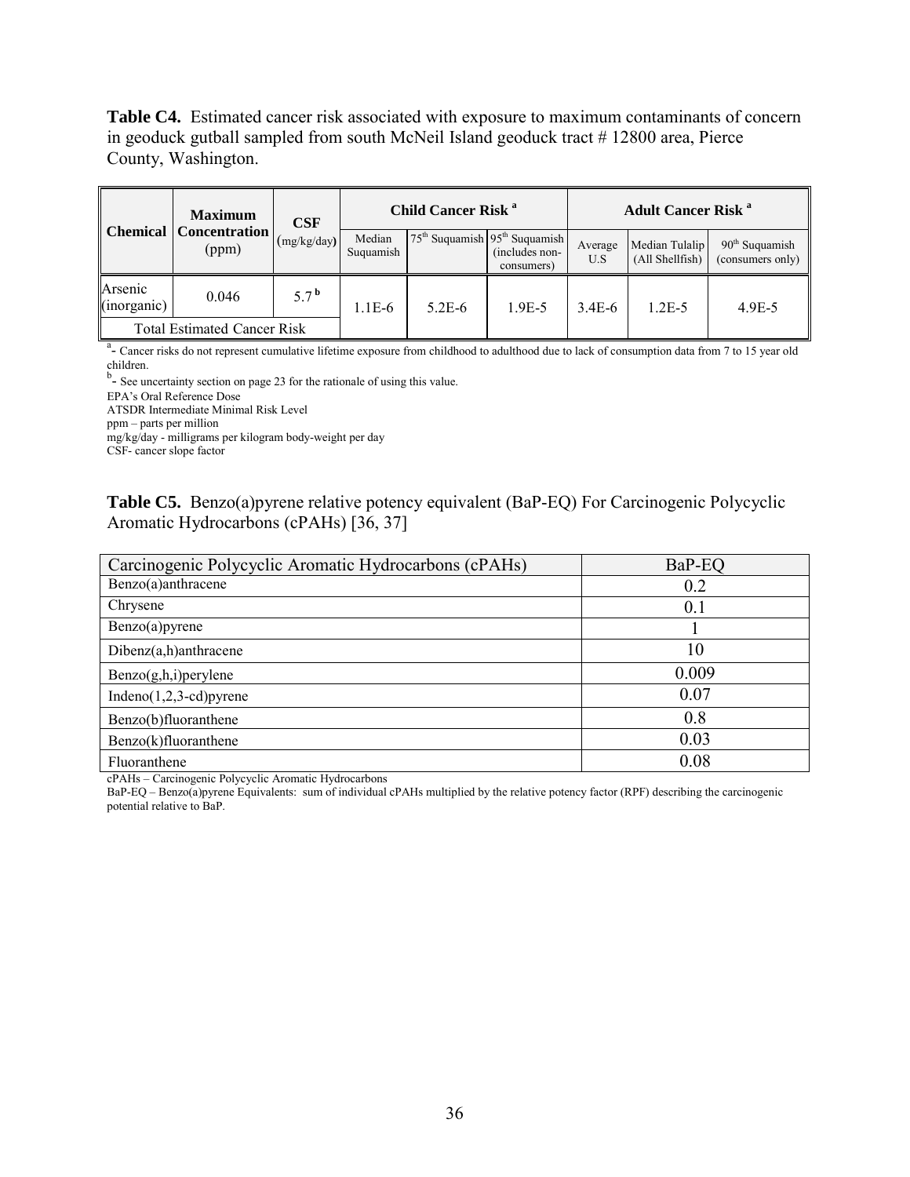**Table C4.** Estimated cancer risk associated with exposure to maximum contaminants of concern in geoduck gutball sampled from south McNeil Island geoduck tract # 12800 area, Pierce County, Washington.

| Chemical | Maximum Concentration (ppm) | CSF (mg/kg/day) | Child Cancer Risk [a] | | | Adult Cancer Risk [a] | | |
|---|---|---|---|---|---|---|---|---|
| | | | Median Suquamish | 75th Suquamish | 95th Suquamish (includes non-consumers) | Average U.S | Median Tulalip (All Shellfish) | 90th Suquamish (consumers only) |
| Arsenic (inorganic) | 0.046 | 5.7 [b] | 1.1E-6 | 5.2E-6 | 1.9E-5 | 3.4E-6 | 1.2E-5 | 4.9E-5 |
| Total Estimated Cancer Risk | | | | | | | | |

[a]- Cancer risks do not represent cumulative lifetime exposure from childhood to adulthood due to lack of consumption data from 7 to 15 year old children.
[b]- See uncertainty section on page 23 for the rationale of using this value.
EPA's Oral Reference Dose
ATSDR Intermediate Minimal Risk Level
ppm – parts per million
mg/kg/day - milligrams per kilogram body-weight per day
CSF- cancer slope factor

**Table C5.** Benzo(a)pyrene relative potency equivalent (BaP-EQ) For Carcinogenic Polycyclic Aromatic Hydrocarbons (cPAHs) [36, 37]

| Carcinogenic Polycyclic Aromatic Hydrocarbons (cPAHs) | BaP-EQ |
|---|---|
| Benzo(a)anthracene | 0.2 |
| Chrysene | 0.1 |
| Benzo(a)pyrene | 1 |
| Dibenz(a,h)anthracene | 10 |
| Benzo(g,h,i)perylene | 0.009 |
| Indeno(1,2,3-cd)pyrene | 0.07 |
| Benzo(b)fluoranthene | 0.8 |
| Benzo(k)fluoranthene | 0.03 |
| Fluoranthene | 0.08 |

cPAHs – Carcinogenic Polycyclic Aromatic Hydrocarbons
BaP-EQ – Benzo(a)pyrene Equivalents: sum of individual cPAHs multiplied by the relative potency factor (RPF) describing the carcinogenic potential relative to BaP.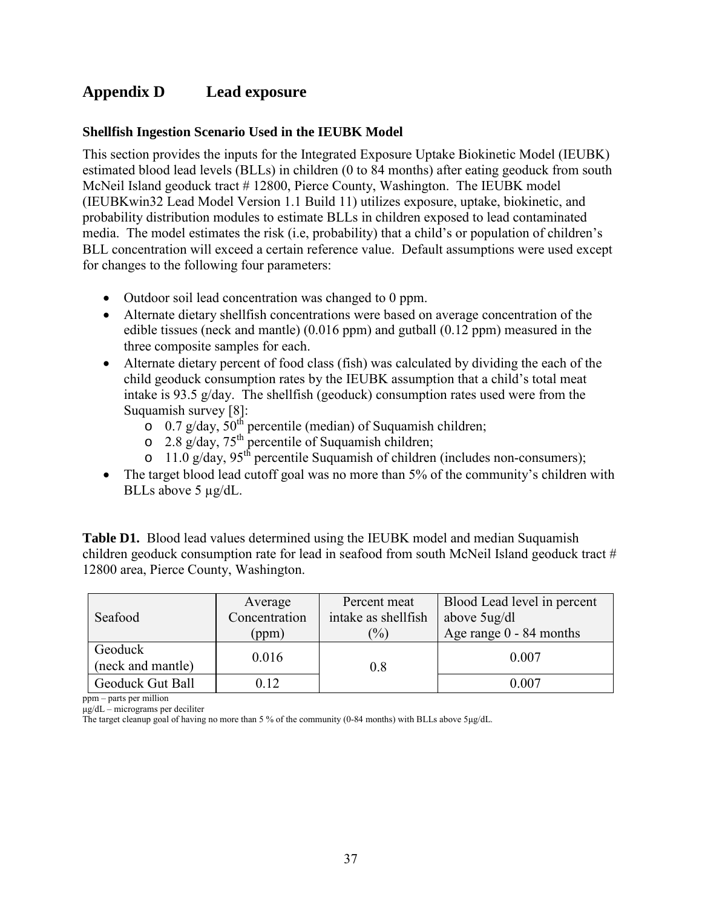## Appendix D Lead exposure

### Shellfish Ingestion Scenario Used in the IEUBK Model

This section provides the inputs for the Integrated Exposure Uptake Biokinetic Model (IEUBK) estimated blood lead levels (BLLs) in children (0 to 84 months) after eating geoduck from south McNeil Island geoduck tract # 12800, Pierce County, Washington. The IEUBK model (IEUBKwin32 Lead Model Version 1.1 Build 11) utilizes exposure, uptake, biokinetic, and probability distribution modules to estimate BLLs in children exposed to lead contaminated media. The model estimates the risk (i.e, probability) that a child's or population of children's BLL concentration will exceed a certain reference value. Default assumptions were used except for changes to the following four parameters:

- Outdoor soil lead concentration was changed to 0 ppm.
- Alternate dietary shellfish concentrations were based on average concentration of the edible tissues (neck and mantle) (0.016 ppm) and gutball (0.12 ppm) measured in the three composite samples for each.
- Alternate dietary percent of food class (fish) was calculated by dividing the each of the child geoduck consumption rates by the IEUBK assumption that a child's total meat intake is 93.5 g/day. The shellfish (geoduck) consumption rates used were from the Suquamish survey [8]:
  - 0.7 g/day, 50th percentile (median) of Suquamish children;
  - 2.8 g/day, 75th percentile of Suquamish children;
  - 11.0 g/day, 95th percentile Suquamish of children (includes non-consumers);
- The target blood lead cutoff goal was no more than 5% of the community's children with BLLs above 5 µg/dL.

**Table D1.** Blood lead values determined using the IEUBK model and median Suquamish children geoduck consumption rate for lead in seafood from south McNeil Island geoduck tract # 12800 area, Pierce County, Washington.

| Seafood | Average Concentration (ppm) | Percent meat intake as shellfish (%) | Blood Lead level in percent above 5ug/dl Age range 0 - 84 months |
|---|---|---|---|
| Geoduck (neck and mantle) | 0.016 | 0.8 | 0.007 |
| Geoduck Gut Ball | 0.12 | | 0.007 |

ppm – parts per million
µg/dL – micrograms per deciliter
The target cleanup goal of having no more than 5 % of the community (0-84 months) with BLLs above 5µg/dL.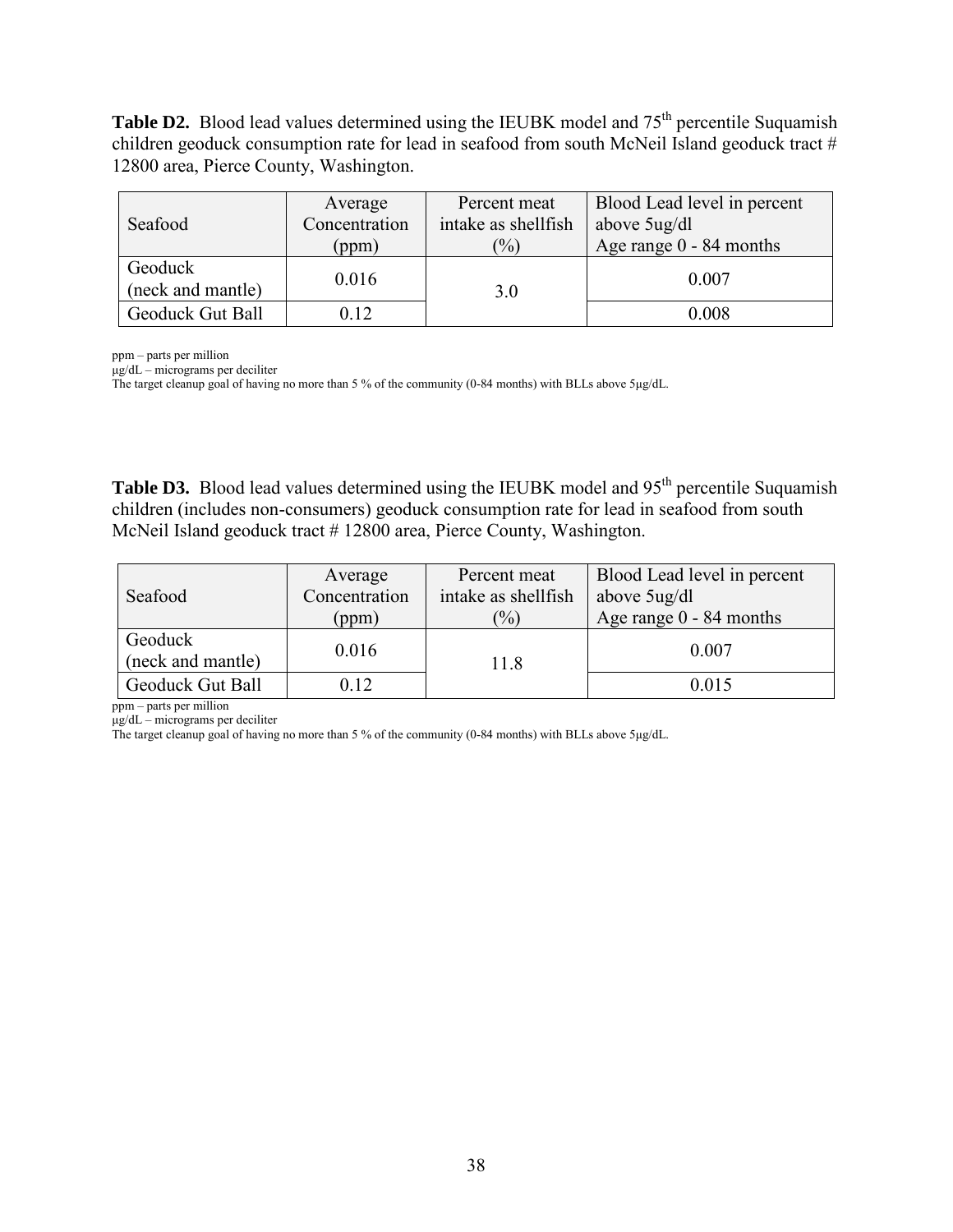**Table D2.** Blood lead values determined using the IEUBK model and 75th percentile Suquamish children geoduck consumption rate for lead in seafood from south McNeil Island geoduck tract # 12800 area, Pierce County, Washington.

| Seafood | Average Concentration (ppm) | Percent meat intake as shellfish (%) | Blood Lead level in percent above 5ug/dl Age range 0 - 84 months |
|---|---|---|---|
| Geoduck (neck and mantle) | 0.016 | 3.0 | 0.007 |
| Geoduck Gut Ball | 0.12 | | 0.008 |

ppm – parts per million
µg/dL – micrograms per deciliter
The target cleanup goal of having no more than 5 % of the community (0-84 months) with BLLs above 5µg/dL.

**Table D3.** Blood lead values determined using the IEUBK model and 95th percentile Suquamish children (includes non-consumers) geoduck consumption rate for lead in seafood from south McNeil Island geoduck tract # 12800 area, Pierce County, Washington.

| Seafood | Average Concentration (ppm) | Percent meat intake as shellfish (%) | Blood Lead level in percent above 5ug/dl Age range 0 - 84 months |
|---|---|---|---|
| Geoduck (neck and mantle) | 0.016 | 11.8 | 0.007 |
| Geoduck Gut Ball | 0.12 | | 0.015 |

ppm – parts per million
µg/dL – micrograms per deciliter
The target cleanup goal of having no more than 5 % of the community (0-84 months) with BLLs above 5µg/dL.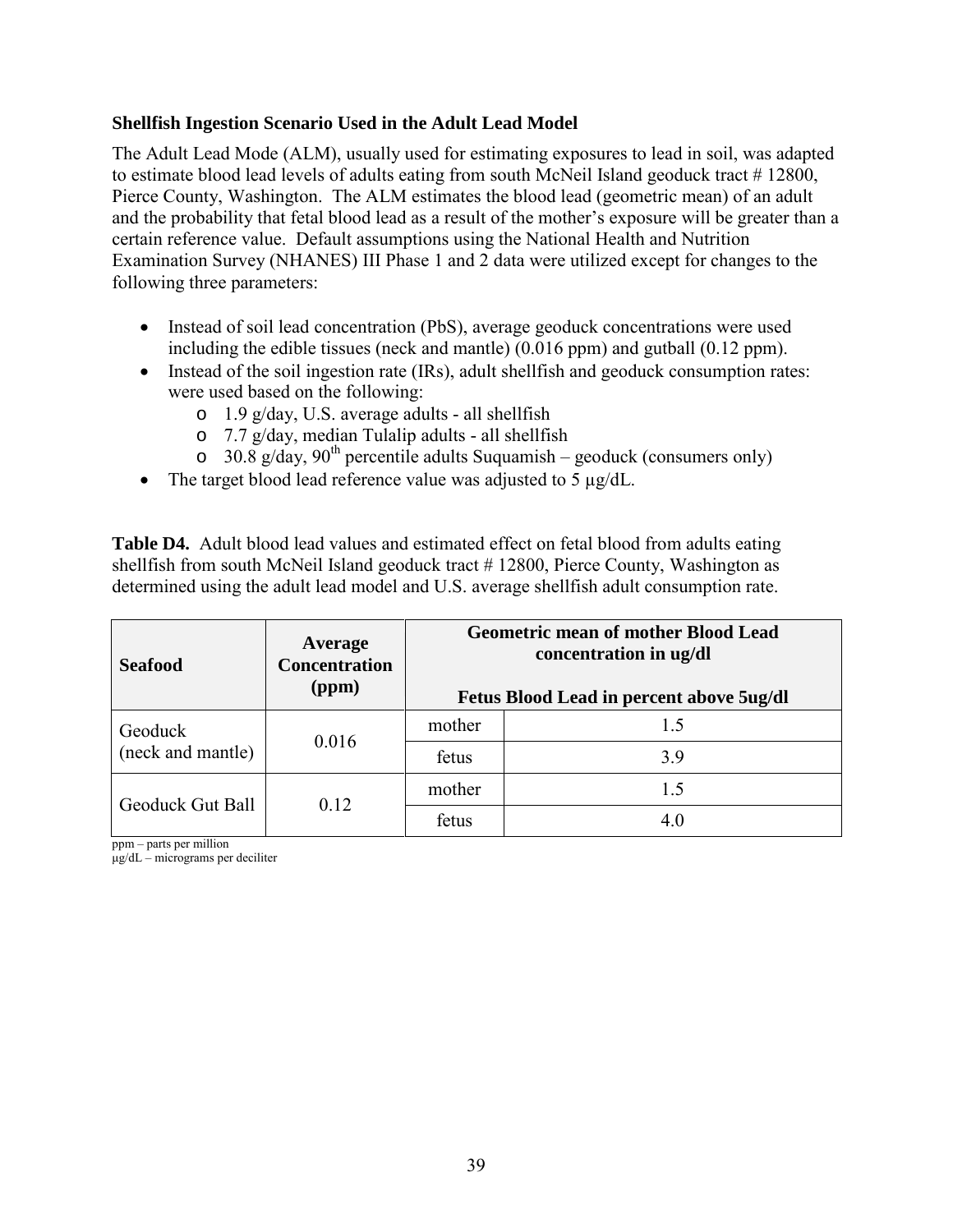**Shellfish Ingestion Scenario Used in the Adult Lead Model**

The Adult Lead Mode (ALM), usually used for estimating exposures to lead in soil, was adapted to estimate blood lead levels of adults eating from south McNeil Island geoduck tract # 12800, Pierce County, Washington. The ALM estimates the blood lead (geometric mean) of an adult and the probability that fetal blood lead as a result of the mother's exposure will be greater than a certain reference value. Default assumptions using the National Health and Nutrition Examination Survey (NHANES) III Phase 1 and 2 data were utilized except for changes to the following three parameters:

- Instead of soil lead concentration (PbS), average geoduck concentrations were used including the edible tissues (neck and mantle) (0.016 ppm) and gutball (0.12 ppm).
- Instead of the soil ingestion rate (IRs), adult shellfish and geoduck consumption rates: were used based on the following:
  - 1.9 g/day, U.S. average adults - all shellfish
  - 7.7 g/day, median Tulalip adults - all shellfish
  - 30.8 g/day, 90th percentile adults Suquamish – geoduck (consumers only)
- The target blood lead reference value was adjusted to 5 µg/dL.

**Table D4.** Adult blood lead values and estimated effect on fetal blood from adults eating shellfish from south McNeil Island geoduck tract # 12800, Pierce County, Washington as determined using the adult lead model and U.S. average shellfish adult consumption rate.

| Seafood | Average Concentration (ppm) | Geometric mean of mother Blood Lead concentration in ug/dl<br><br>Fetus Blood Lead in percent above 5ug/dl | |
|---|---|---|---|
| Geoduck (neck and mantle) | 0.016 | mother | 1.5 |
| | | fetus | 3.9 |
| Geoduck Gut Ball | 0.12 | mother | 1.5 |
| | | fetus | 4.0 |

ppm – parts per million
µg/dL – micrograms per deciliter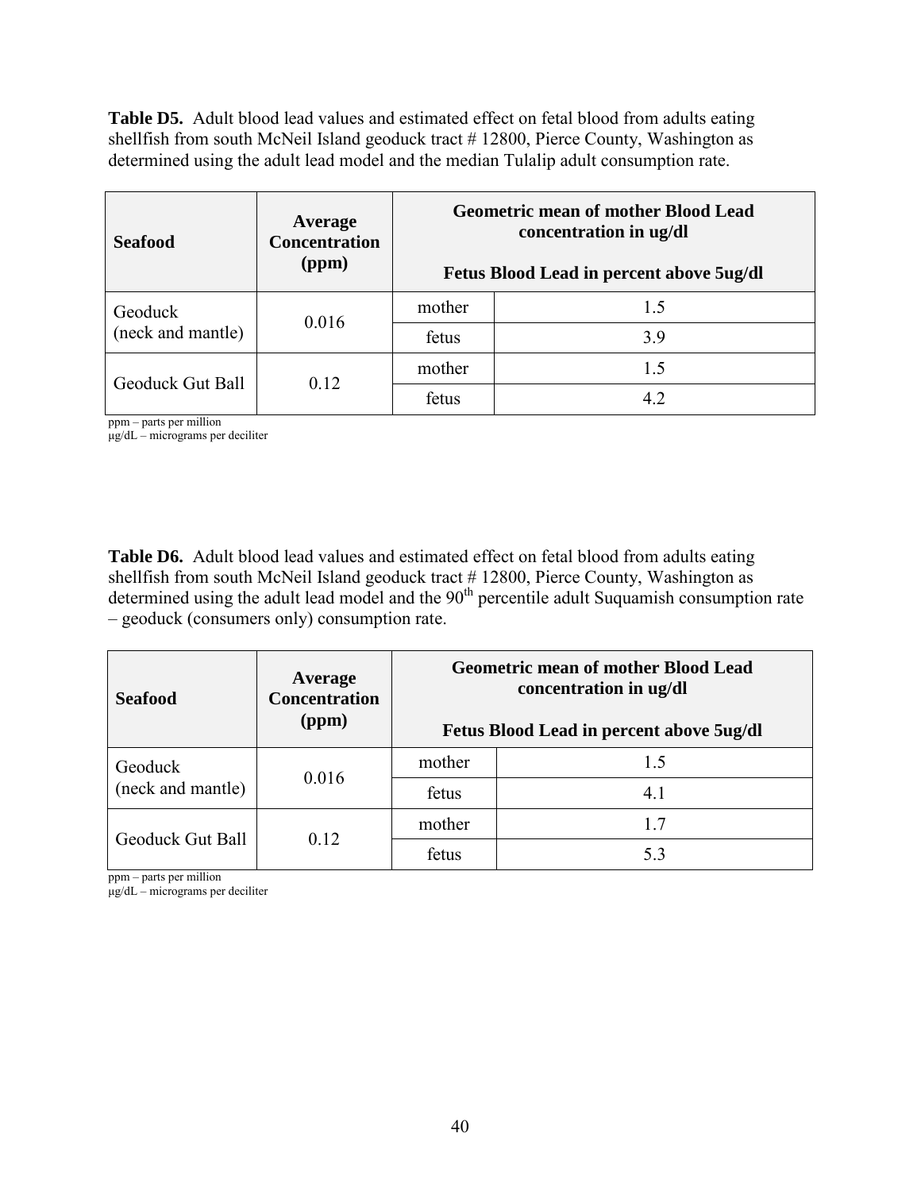**Table D5.** Adult blood lead values and estimated effect on fetal blood from adults eating shellfish from south McNeil Island geoduck tract # 12800, Pierce County, Washington as determined using the adult lead model and the median Tulalip adult consumption rate.

| Seafood | Average Concentration (ppm) | Geometric mean of mother Blood Lead concentration in ug/dl<br><br>Fetus Blood Lead in percent above 5ug/dl | |
|---|---|---|---|
| Geoduck (neck and mantle) | 0.016 | mother | 1.5 |
| | | fetus | 3.9 |
| Geoduck Gut Ball | 0.12 | mother | 1.5 |
| | | fetus | 4.2 |

ppm – parts per million
μg/dL – micrograms per deciliter

**Table D6.** Adult blood lead values and estimated effect on fetal blood from adults eating shellfish from south McNeil Island geoduck tract # 12800, Pierce County, Washington as determined using the adult lead model and the 90th percentile adult Suquamish consumption rate – geoduck (consumers only) consumption rate.

| Seafood | Average Concentration (ppm) | Geometric mean of mother Blood Lead concentration in ug/dl<br><br>Fetus Blood Lead in percent above 5ug/dl | |
|---|---|---|---|
| Geoduck (neck and mantle) | 0.016 | mother | 1.5 |
| | | fetus | 4.1 |
| Geoduck Gut Ball | 0.12 | mother | 1.7 |
| | | fetus | 5.3 |

ppm – parts per million
μg/dL – micrograms per deciliter